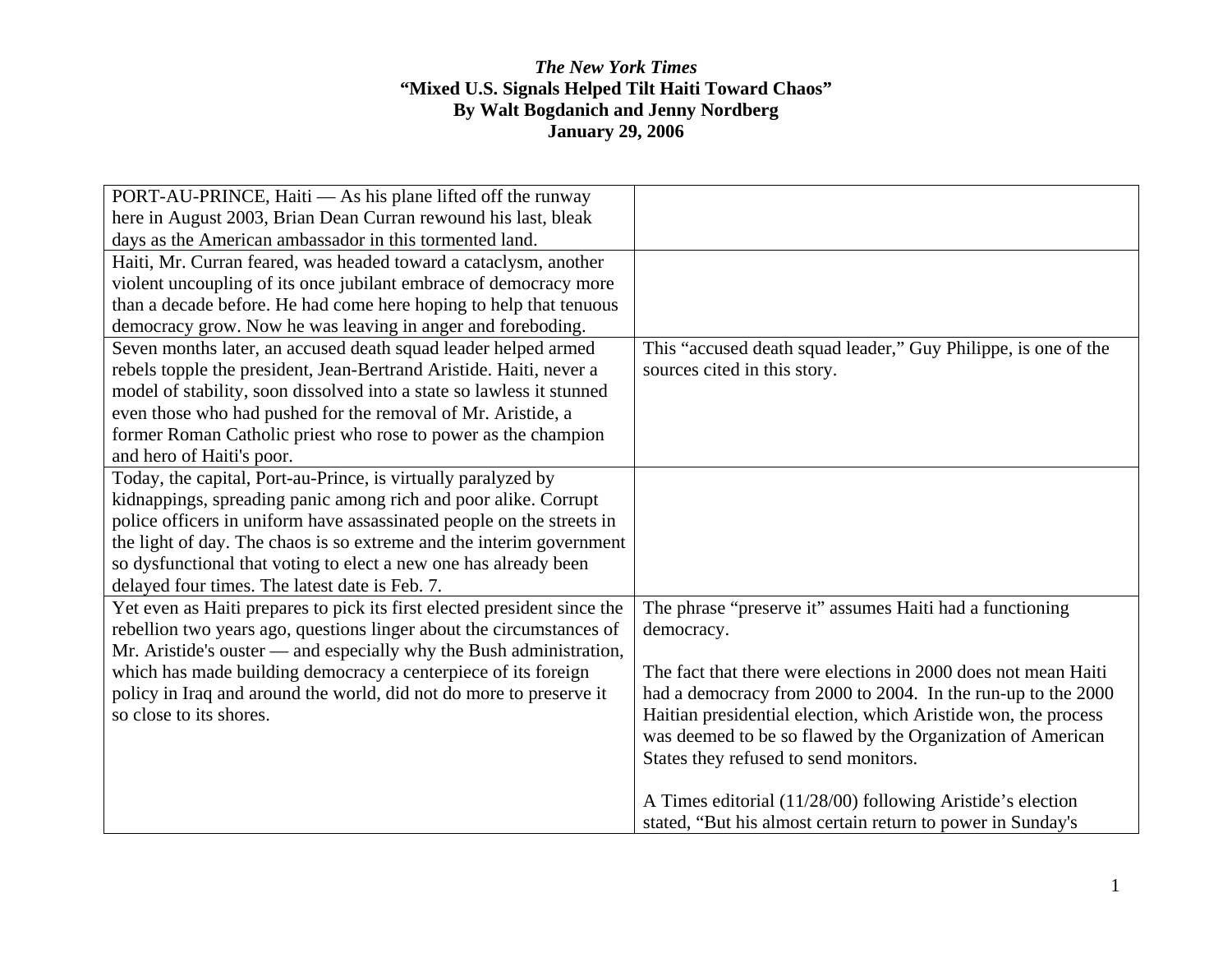***The New York Times***
**"Mixed U.S. Signals Helped Tilt Haiti Toward Chaos"**
**By Walt Bogdanich and Jenny Nordberg**
**January 29, 2006**

| | |
|---|---|
| PORT-AU-PRINCE, Haiti — As his plane lifted off the runway here in August 2003, Brian Dean Curran rewound his last, bleak days as the American ambassador in this tormented land. | |
| Haiti, Mr. Curran feared, was headed toward a cataclysm, another violent uncoupling of its once jubilant embrace of democracy more than a decade before. He had come here hoping to help that tenuous democracy grow. Now he was leaving in anger and foreboding. | |
| Seven months later, an accused death squad leader helped armed rebels topple the president, Jean-Bertrand Aristide. Haiti, never a model of stability, soon dissolved into a state so lawless it stunned even those who had pushed for the removal of Mr. Aristide, a former Roman Catholic priest who rose to power as the champion and hero of Haiti's poor. | This "accused death squad leader," Guy Philippe, is one of the sources cited in this story. |
| Today, the capital, Port-au-Prince, is virtually paralyzed by kidnappings, spreading panic among rich and poor alike. Corrupt police officers in uniform have assassinated people on the streets in the light of day. The chaos is so extreme and the interim government so dysfunctional that voting to elect a new one has already been delayed four times. The latest date is Feb. 7. | |
| Yet even as Haiti prepares to pick its first elected president since the rebellion two years ago, questions linger about the circumstances of Mr. Aristide's ouster — and especially why the Bush administration, which has made building democracy a centerpiece of its foreign policy in Iraq and around the world, did not do more to preserve it so close to its shores. | The phrase "preserve it" assumes Haiti had a functioning democracy.<br><br>The fact that there were elections in 2000 does not mean Haiti had a democracy from 2000 to 2004. In the run-up to the 2000 Haitian presidential election, which Aristide won, the process was deemed to be so flawed by the Organization of American States they refused to send monitors.<br><br>A Times editorial (11/28/00) following Aristide's election stated, "But his almost certain return to power in Sunday's |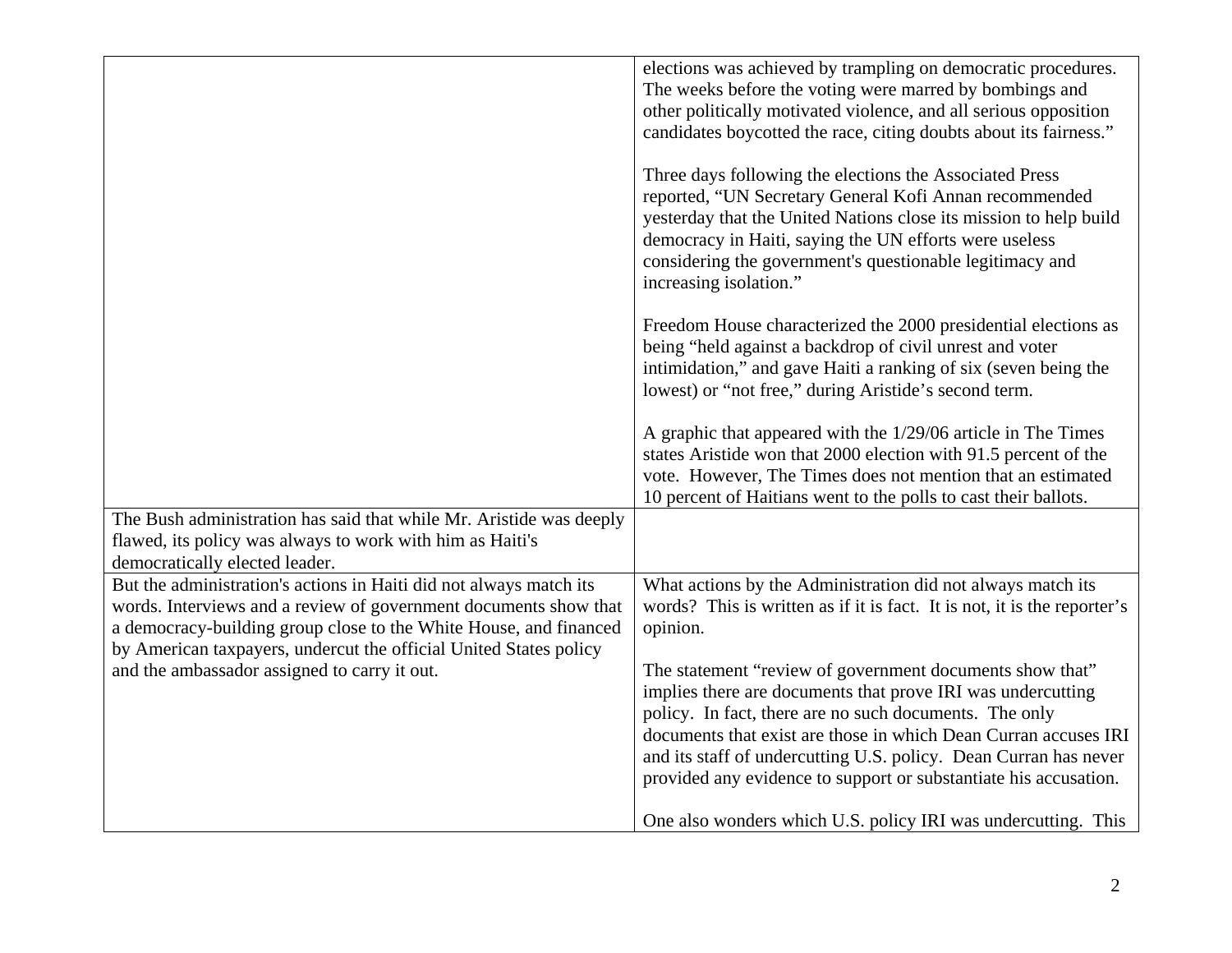| | |
|---|---|
| | elections was achieved by trampling on democratic procedures. The weeks before the voting were marred by bombings and other politically motivated violence, and all serious opposition candidates boycotted the race, citing doubts about its fairness."<br><br>Three days following the elections the Associated Press reported, "UN Secretary General Kofi Annan recommended yesterday that the United Nations close its mission to help build democracy in Haiti, saying the UN efforts were useless considering the government's questionable legitimacy and increasing isolation."<br><br>Freedom House characterized the 2000 presidential elections as being "held against a backdrop of civil unrest and voter intimidation," and gave Haiti a ranking of six (seven being the lowest) or "not free," during Aristide's second term.<br><br>A graphic that appeared with the 1/29/06 article in The Times states Aristide won that 2000 election with 91.5 percent of the vote. However, The Times does not mention that an estimated 10 percent of Haitians went to the polls to cast their ballots. |
| The Bush administration has said that while Mr. Aristide was deeply flawed, its policy was always to work with him as Haiti's democratically elected leader. | |
| But the administration's actions in Haiti did not always match its words. Interviews and a review of government documents show that a democracy-building group close to the White House, and financed by American taxpayers, undercut the official United States policy and the ambassador assigned to carry it out. | What actions by the Administration did not always match its words? This is written as if it is fact. It is not, it is the reporter's opinion.<br><br>The statement "review of government documents show that" implies there are documents that prove IRI was undercutting policy. In fact, there are no such documents. The only documents that exist are those in which Dean Curran accuses IRI and its staff of undercutting U.S. policy. Dean Curran has never provided any evidence to support or substantiate his accusation.<br><br>One also wonders which U.S. policy IRI was undercutting. This |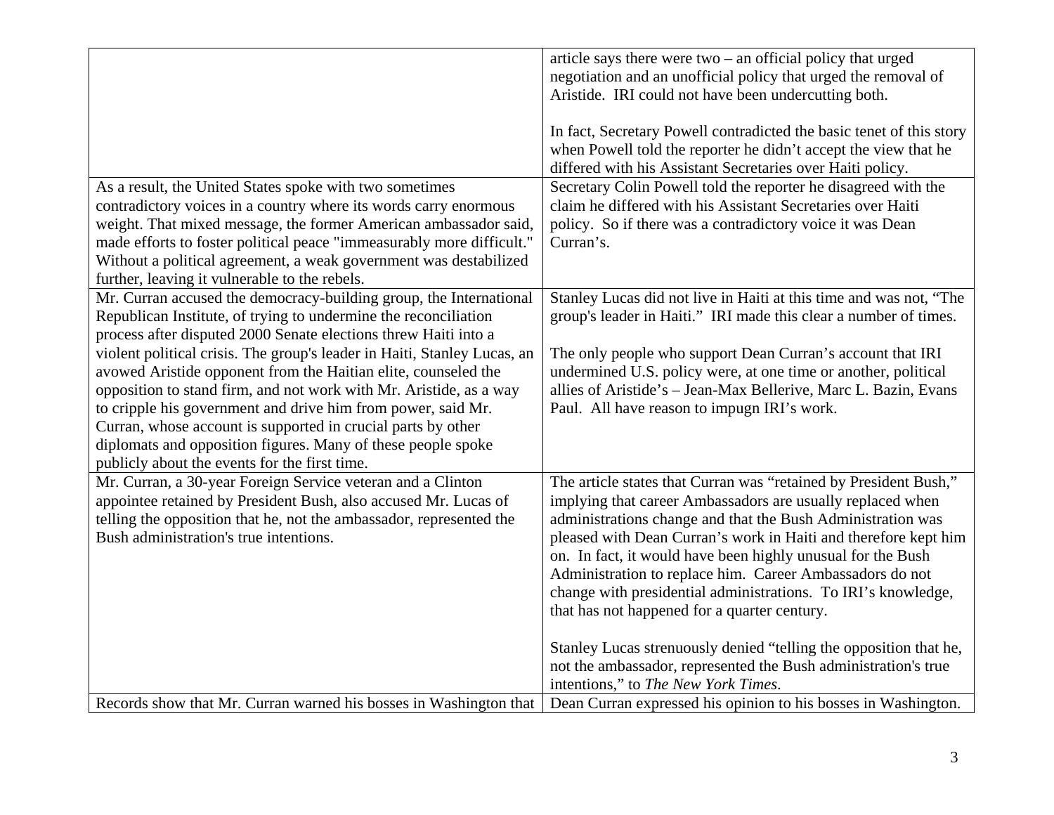| | |
|---|---|
| | article says there were two – an official policy that urged negotiation and an unofficial policy that urged the removal of Aristide. IRI could not have been undercutting both.<br><br>In fact, Secretary Powell contradicted the basic tenet of this story when Powell told the reporter he didn't accept the view that he differed with his Assistant Secretaries over Haiti policy. |
| As a result, the United States spoke with two sometimes contradictory voices in a country where its words carry enormous weight. That mixed message, the former American ambassador said, made efforts to foster political peace "immeasurably more difficult." Without a political agreement, a weak government was destabilized further, leaving it vulnerable to the rebels. | Secretary Colin Powell told the reporter he disagreed with the claim he differed with his Assistant Secretaries over Haiti policy. So if there was a contradictory voice it was Dean Curran's. |
| Mr. Curran accused the democracy-building group, the International Republican Institute, of trying to undermine the reconciliation process after disputed 2000 Senate elections threw Haiti into a violent political crisis. The group's leader in Haiti, Stanley Lucas, an avowed Aristide opponent from the Haitian elite, counseled the opposition to stand firm, and not work with Mr. Aristide, as a way to cripple his government and drive him from power, said Mr. Curran, whose account is supported in crucial parts by other diplomats and opposition figures. Many of these people spoke publicly about the events for the first time. | Stanley Lucas did not live in Haiti at this time and was not, "The group's leader in Haiti." IRI made this clear a number of times.<br><br>The only people who support Dean Curran's account that IRI undermined U.S. policy were, at one time or another, political allies of Aristide's – Jean-Max Bellerive, Marc L. Bazin, Evans Paul. All have reason to impugn IRI's work. |
| Mr. Curran, a 30-year Foreign Service veteran and a Clinton appointee retained by President Bush, also accused Mr. Lucas of telling the opposition that he, not the ambassador, represented the Bush administration's true intentions. | The article states that Curran was "retained by President Bush," implying that career Ambassadors are usually replaced when administrations change and that the Bush Administration was pleased with Dean Curran's work in Haiti and therefore kept him on. In fact, it would have been highly unusual for the Bush Administration to replace him. Career Ambassadors do not change with presidential administrations. To IRI's knowledge, that has not happened for a quarter century.<br><br>Stanley Lucas strenuously denied "telling the opposition that he, not the ambassador, represented the Bush administration's true intentions," to *The New York Times*. |
| Records show that Mr. Curran warned his bosses in Washington that | Dean Curran expressed his opinion to his bosses in Washington. |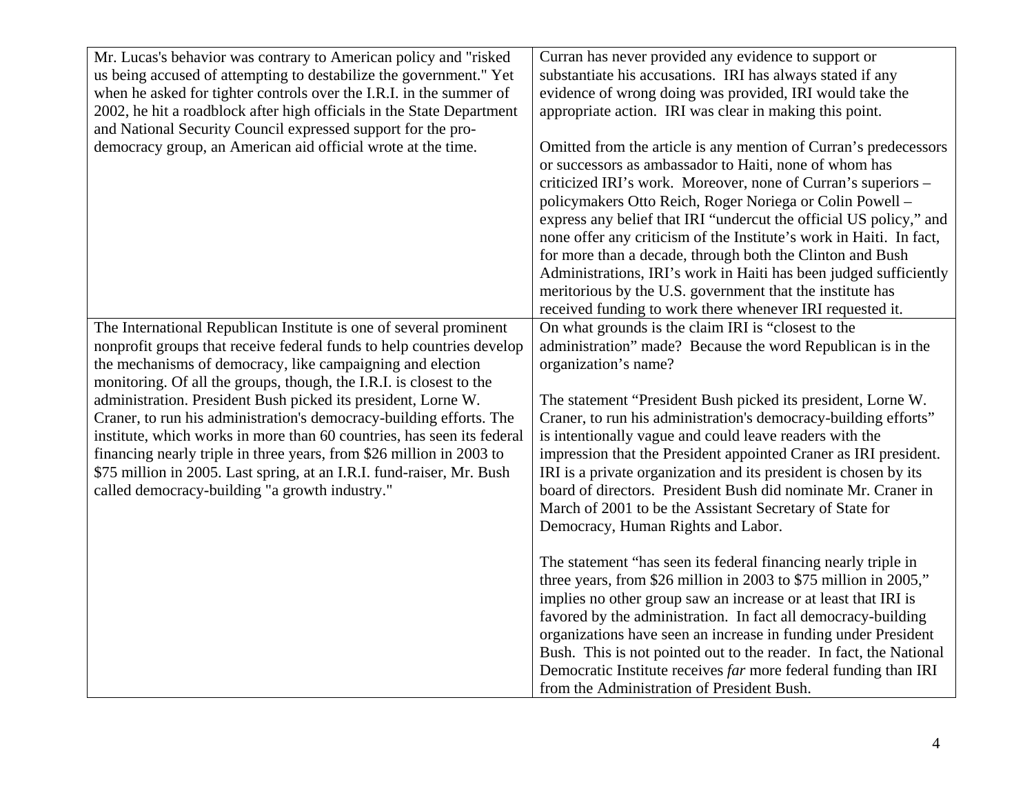| | |
|---|---|
| Mr. Lucas's behavior was contrary to American policy and "risked us being accused of attempting to destabilize the government." Yet when he asked for tighter controls over the I.R.I. in the summer of 2002, he hit a roadblock after high officials in the State Department and National Security Council expressed support for the pro-democracy group, an American aid official wrote at the time. | Curran has never provided any evidence to support or substantiate his accusations. IRI has always stated if any evidence of wrong doing was provided, IRI would take the appropriate action. IRI was clear in making this point.<br><br>Omitted from the article is any mention of Curran's predecessors or successors as ambassador to Haiti, none of whom has criticized IRI's work. Moreover, none of Curran's superiors – policymakers Otto Reich, Roger Noriega or Colin Powell – express any belief that IRI "undercut the official US policy," and none offer any criticism of the Institute's work in Haiti. In fact, for more than a decade, through both the Clinton and Bush Administrations, IRI's work in Haiti has been judged sufficiently meritorious by the U.S. government that the institute has received funding to work there whenever IRI requested it. |
| The International Republican Institute is one of several prominent nonprofit groups that receive federal funds to help countries develop the mechanisms of democracy, like campaigning and election monitoring. Of all the groups, though, the I.R.I. is closest to the administration. President Bush picked its president, Lorne W. Craner, to run his administration's democracy-building efforts. The institute, which works in more than 60 countries, has seen its federal financing nearly triple in three years, from $26 million in 2003 to $75 million in 2005. Last spring, at an I.R.I. fund-raiser, Mr. Bush called democracy-building "a growth industry." | On what grounds is the claim IRI is "closest to the administration" made? Because the word Republican is in the organization's name?<br><br>The statement "President Bush picked its president, Lorne W. Craner, to run his administration's democracy-building efforts" is intentionally vague and could leave readers with the impression that the President appointed Craner as IRI president. IRI is a private organization and its president is chosen by its board of directors. President Bush did nominate Mr. Craner in March of 2001 to be the Assistant Secretary of State for Democracy, Human Rights and Labor.<br><br>The statement "has seen its federal financing nearly triple in three years, from $26 million in 2003 to $75 million in 2005," implies no other group saw an increase or at least that IRI is favored by the administration. In fact all democracy-building organizations have seen an increase in funding under President Bush. This is not pointed out to the reader. In fact, the National Democratic Institute receives *far* more federal funding than IRI from the Administration of President Bush. |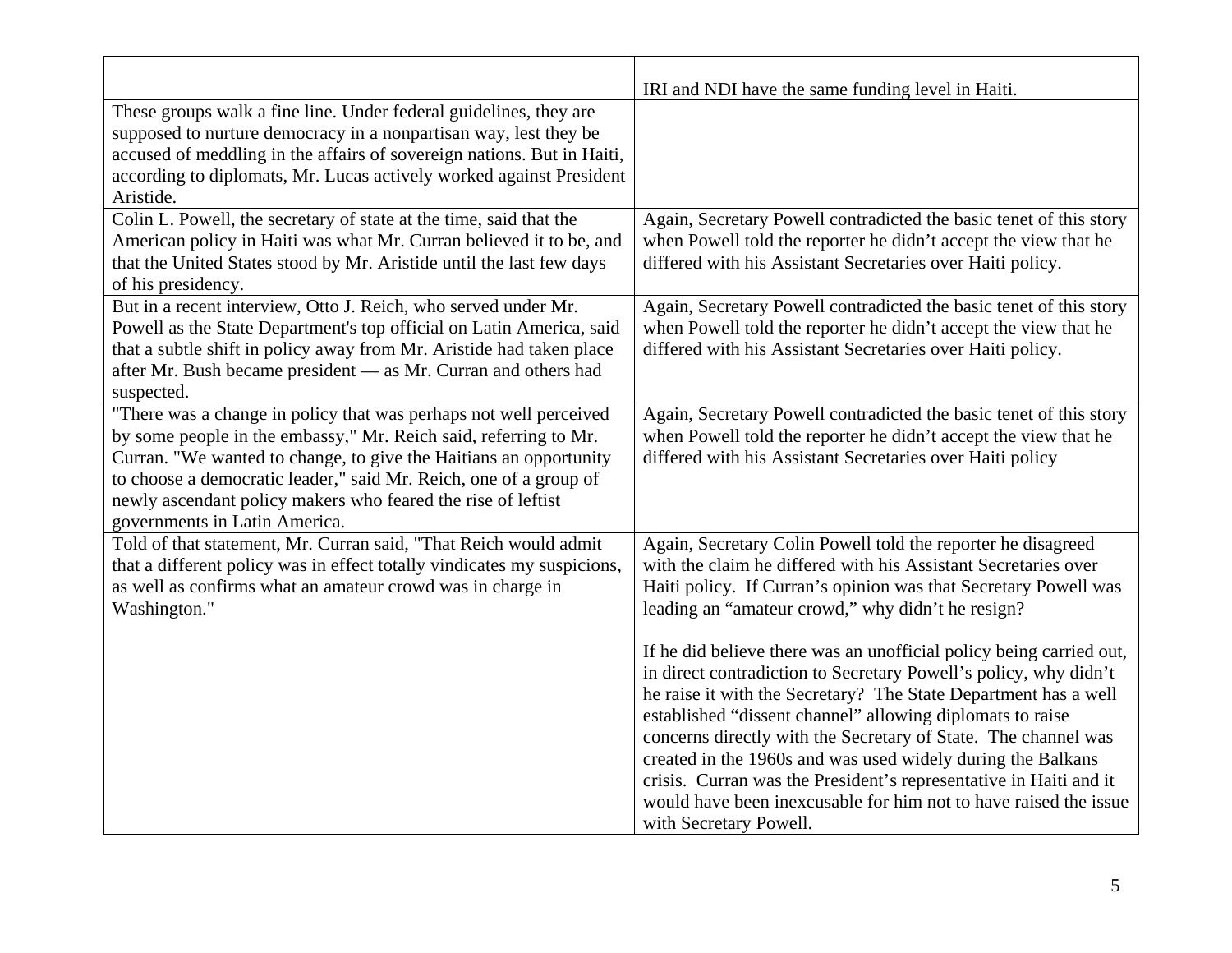| | |
|---|---|
| | IRI and NDI have the same funding level in Haiti. |
| These groups walk a fine line. Under federal guidelines, they are supposed to nurture democracy in a nonpartisan way, lest they be accused of meddling in the affairs of sovereign nations. But in Haiti, according to diplomats, Mr. Lucas actively worked against President Aristide. | |
| Colin L. Powell, the secretary of state at the time, said that the American policy in Haiti was what Mr. Curran believed it to be, and that the United States stood by Mr. Aristide until the last few days of his presidency. | Again, Secretary Powell contradicted the basic tenet of this story when Powell told the reporter he didn't accept the view that he differed with his Assistant Secretaries over Haiti policy. |
| But in a recent interview, Otto J. Reich, who served under Mr. Powell as the State Department's top official on Latin America, said that a subtle shift in policy away from Mr. Aristide had taken place after Mr. Bush became president — as Mr. Curran and others had suspected. | Again, Secretary Powell contradicted the basic tenet of this story when Powell told the reporter he didn't accept the view that he differed with his Assistant Secretaries over Haiti policy. |
| "There was a change in policy that was perhaps not well perceived by some people in the embassy," Mr. Reich said, referring to Mr. Curran. "We wanted to change, to give the Haitians an opportunity to choose a democratic leader," said Mr. Reich, one of a group of newly ascendant policy makers who feared the rise of leftist governments in Latin America. | Again, Secretary Powell contradicted the basic tenet of this story when Powell told the reporter he didn't accept the view that he differed with his Assistant Secretaries over Haiti policy |
| Told of that statement, Mr. Curran said, "That Reich would admit that a different policy was in effect totally vindicates my suspicions, as well as confirms what an amateur crowd was in charge in Washington." | Again, Secretary Colin Powell told the reporter he disagreed with the claim he differed with his Assistant Secretaries over Haiti policy. If Curran's opinion was that Secretary Powell was leading an "amateur crowd," why didn't he resign?<br><br>If he did believe there was an unofficial policy being carried out, in direct contradiction to Secretary Powell's policy, why didn't he raise it with the Secretary? The State Department has a well established "dissent channel" allowing diplomats to raise concerns directly with the Secretary of State. The channel was created in the 1960s and was used widely during the Balkans crisis. Curran was the President's representative in Haiti and it would have been inexcusable for him not to have raised the issue with Secretary Powell. |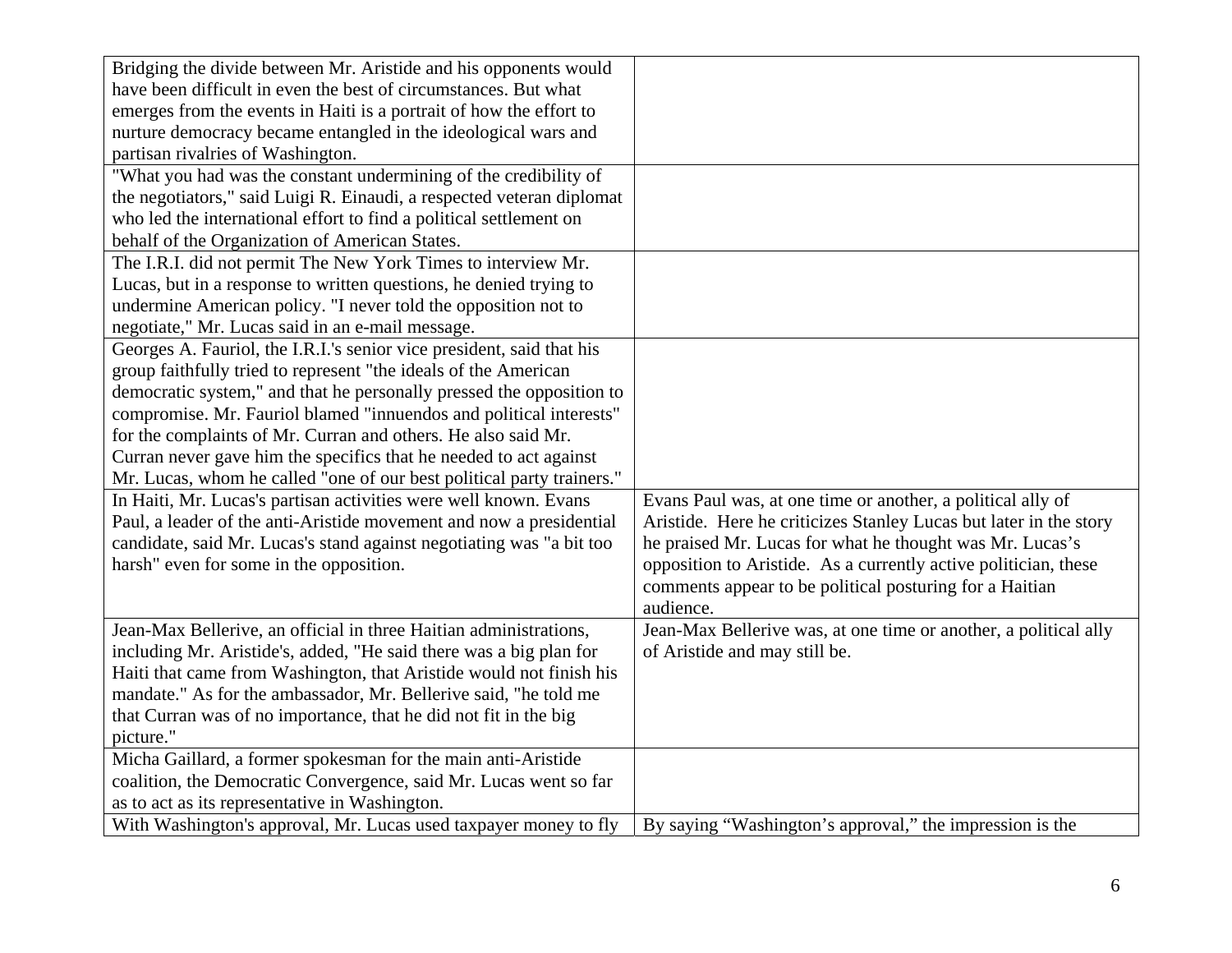| | |
|---|---|
| Bridging the divide between Mr. Aristide and his opponents would have been difficult in even the best of circumstances. But what emerges from the events in Haiti is a portrait of how the effort to nurture democracy became entangled in the ideological wars and partisan rivalries of Washington. | |
| "What you had was the constant undermining of the credibility of the negotiators," said Luigi R. Einaudi, a respected veteran diplomat who led the international effort to find a political settlement on behalf of the Organization of American States. | |
| The I.R.I. did not permit The New York Times to interview Mr. Lucas, but in a response to written questions, he denied trying to undermine American policy. "I never told the opposition not to negotiate," Mr. Lucas said in an e-mail message. | |
| Georges A. Fauriol, the I.R.I.'s senior vice president, said that his group faithfully tried to represent "the ideals of the American democratic system," and that he personally pressed the opposition to compromise. Mr. Fauriol blamed "innuendos and political interests" for the complaints of Mr. Curran and others. He also said Mr. Curran never gave him the specifics that he needed to act against Mr. Lucas, whom he called "one of our best political party trainers." | |
| In Haiti, Mr. Lucas's partisan activities were well known. Evans Paul, a leader of the anti-Aristide movement and now a presidential candidate, said Mr. Lucas's stand against negotiating was "a bit too harsh" even for some in the opposition. | Evans Paul was, at one time or another, a political ally of Aristide. Here he criticizes Stanley Lucas but later in the story he praised Mr. Lucas for what he thought was Mr. Lucas's opposition to Aristide. As a currently active politician, these comments appear to be political posturing for a Haitian audience. |
| Jean-Max Bellerive, an official in three Haitian administrations, including Mr. Aristide's, added, "He said there was a big plan for Haiti that came from Washington, that Aristide would not finish his mandate." As for the ambassador, Mr. Bellerive said, "he told me that Curran was of no importance, that he did not fit in the big picture." | Jean-Max Bellerive was, at one time or another, a political ally of Aristide and may still be. |
| Micha Gaillard, a former spokesman for the main anti-Aristide coalition, the Democratic Convergence, said Mr. Lucas went so far as to act as its representative in Washington. | |
| With Washington's approval, Mr. Lucas used taxpayer money to fly | By saying "Washington's approval," the impression is the |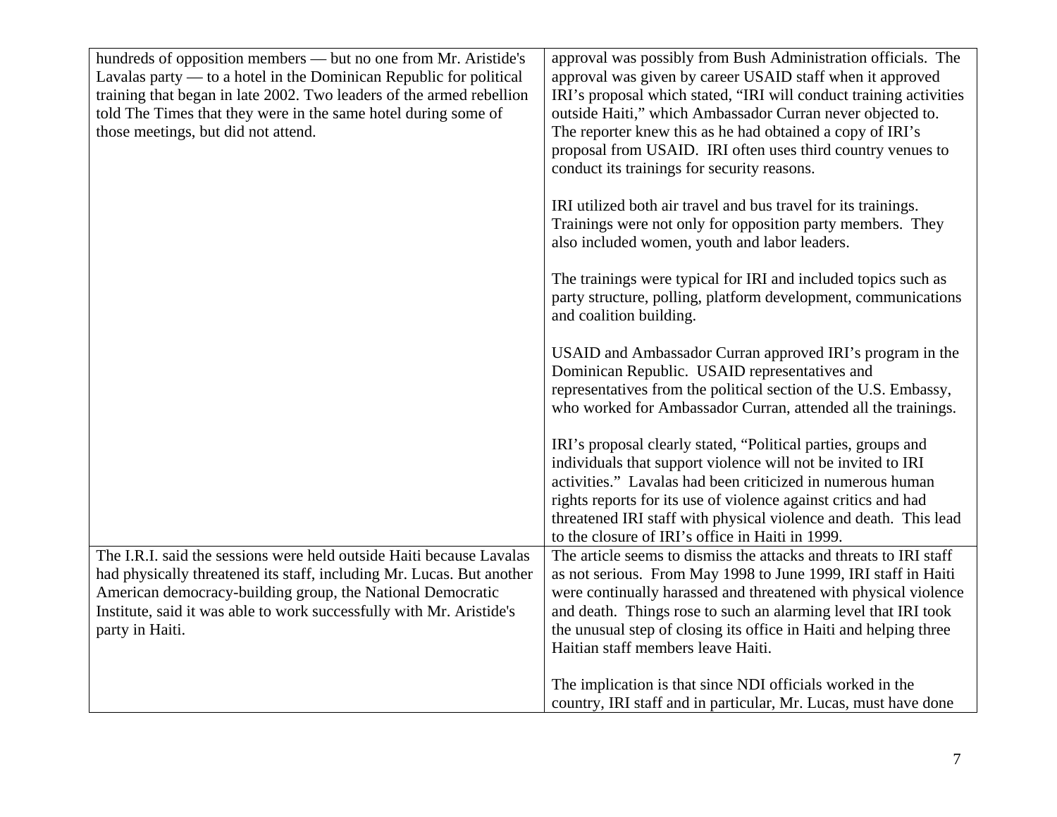| | |
|---|---|
| hundreds of opposition members — but no one from Mr. Aristide's Lavalas party — to a hotel in the Dominican Republic for political training that began in late 2002. Two leaders of the armed rebellion told The Times that they were in the same hotel during some of those meetings, but did not attend. | approval was possibly from Bush Administration officials. The approval was given by career USAID staff when it approved IRI's proposal which stated, "IRI will conduct training activities outside Haiti," which Ambassador Curran never objected to. The reporter knew this as he had obtained a copy of IRI's proposal from USAID. IRI often uses third country venues to conduct its trainings for security reasons.<br><br>IRI utilized both air travel and bus travel for its trainings. Trainings were not only for opposition party members. They also included women, youth and labor leaders.<br><br>The trainings were typical for IRI and included topics such as party structure, polling, platform development, communications and coalition building.<br><br>USAID and Ambassador Curran approved IRI's program in the Dominican Republic. USAID representatives and representatives from the political section of the U.S. Embassy, who worked for Ambassador Curran, attended all the trainings.<br><br>IRI's proposal clearly stated, "Political parties, groups and individuals that support violence will not be invited to IRI activities." Lavalas had been criticized in numerous human rights reports for its use of violence against critics and had threatened IRI staff with physical violence and death. This lead to the closure of IRI's office in Haiti in 1999. |
| The I.R.I. said the sessions were held outside Haiti because Lavalas had physically threatened its staff, including Mr. Lucas. But another American democracy-building group, the National Democratic Institute, said it was able to work successfully with Mr. Aristide's party in Haiti. | The article seems to dismiss the attacks and threats to IRI staff as not serious. From May 1998 to June 1999, IRI staff in Haiti were continually harassed and threatened with physical violence and death. Things rose to such an alarming level that IRI took the unusual step of closing its office in Haiti and helping three Haitian staff members leave Haiti.<br><br>The implication is that since NDI officials worked in the country, IRI staff and in particular, Mr. Lucas, must have done |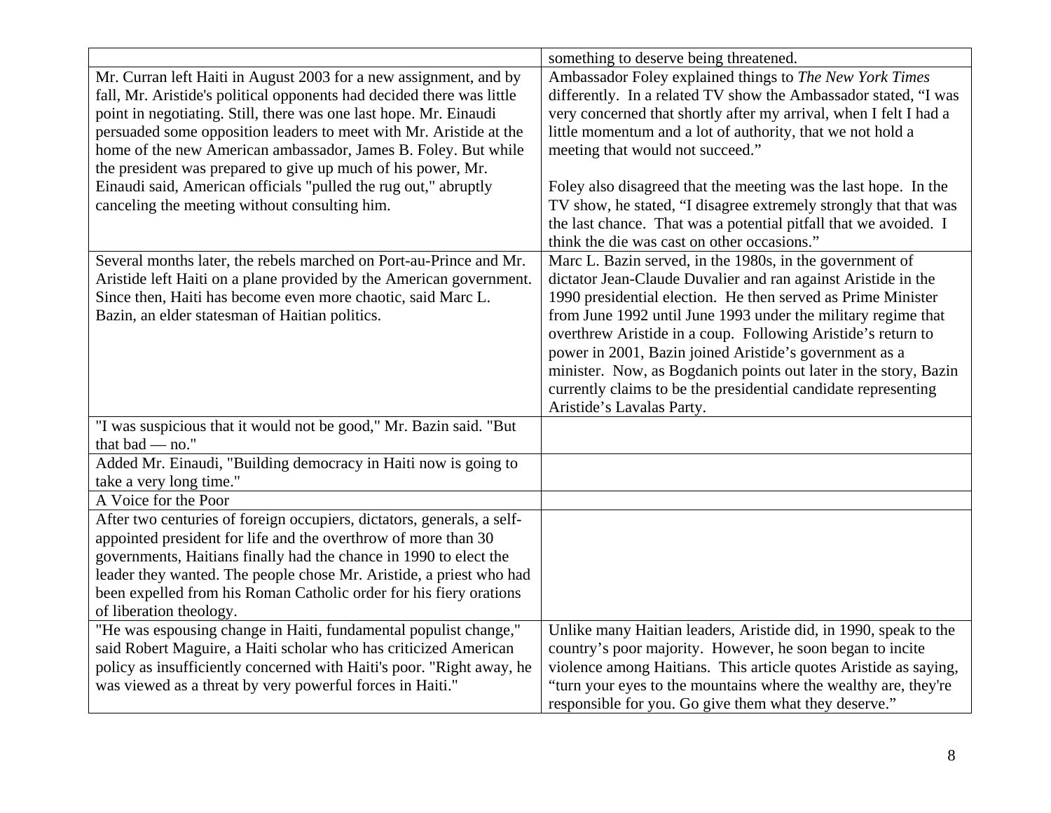| | |
|---|---|
| | something to deserve being threatened. |
| Mr. Curran left Haiti in August 2003 for a new assignment, and by fall, Mr. Aristide's political opponents had decided there was little point in negotiating. Still, there was one last hope. Mr. Einaudi persuaded some opposition leaders to meet with Mr. Aristide at the home of the new American ambassador, James B. Foley. But while the president was prepared to give up much of his power, Mr. Einaudi said, American officials "pulled the rug out," abruptly canceling the meeting without consulting him. | Ambassador Foley explained things to *The New York Times* differently. In a related TV show the Ambassador stated, "I was very concerned that shortly after my arrival, when I felt I had a little momentum and a lot of authority, that we not hold a meeting that would not succeed."<br><br>Foley also disagreed that the meeting was the last hope. In the TV show, he stated, "I disagree extremely strongly that that was the last chance. That was a potential pitfall that we avoided. I think the die was cast on other occasions." |
| Several months later, the rebels marched on Port-au-Prince and Mr. Aristide left Haiti on a plane provided by the American government. Since then, Haiti has become even more chaotic, said Marc L. Bazin, an elder statesman of Haitian politics. | Marc L. Bazin served, in the 1980s, in the government of dictator Jean-Claude Duvalier and ran against Aristide in the 1990 presidential election. He then served as Prime Minister from June 1992 until June 1993 under the military regime that overthrew Aristide in a coup. Following Aristide's return to power in 2001, Bazin joined Aristide's government as a minister. Now, as Bogdanich points out later in the story, Bazin currently claims to be the presidential candidate representing Aristide's Lavalas Party. |
| "I was suspicious that it would not be good," Mr. Bazin said. "But that bad — no." | |
| Added Mr. Einaudi, "Building democracy in Haiti now is going to take a very long time." | |
| A Voice for the Poor | |
| After two centuries of foreign occupiers, dictators, generals, a self-appointed president for life and the overthrow of more than 30 governments, Haitians finally had the chance in 1990 to elect the leader they wanted. The people chose Mr. Aristide, a priest who had been expelled from his Roman Catholic order for his fiery orations of liberation theology. | |
| "He was espousing change in Haiti, fundamental populist change," said Robert Maguire, a Haiti scholar who has criticized American policy as insufficiently concerned with Haiti's poor. "Right away, he was viewed as a threat by very powerful forces in Haiti." | Unlike many Haitian leaders, Aristide did, in 1990, speak to the country's poor majority. However, he soon began to incite violence among Haitians. This article quotes Aristide as saying, "turn your eyes to the mountains where the wealthy are, they're responsible for you. Go give them what they deserve." |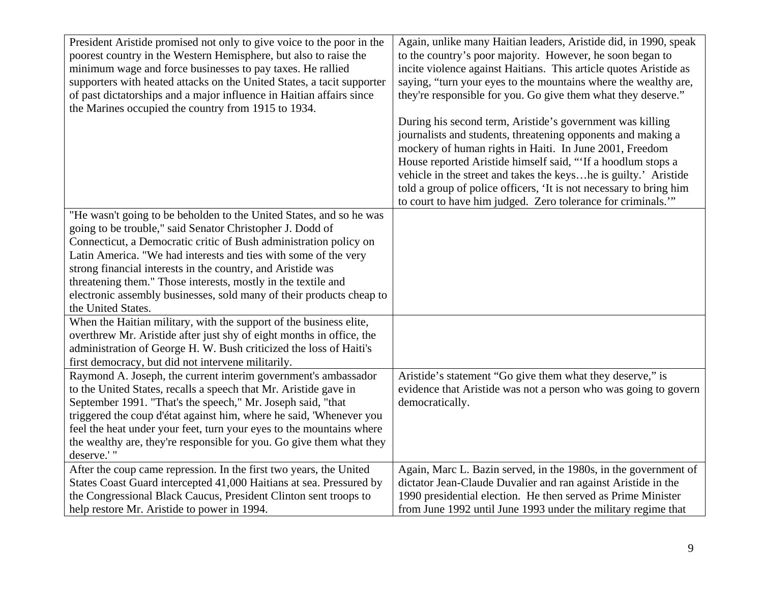| | |
|---|---|
| President Aristide promised not only to give voice to the poor in the poorest country in the Western Hemisphere, but also to raise the minimum wage and force businesses to pay taxes. He rallied supporters with heated attacks on the United States, a tacit supporter of past dictatorships and a major influence in Haitian affairs since the Marines occupied the country from 1915 to 1934. | Again, unlike many Haitian leaders, Aristide did, in 1990, speak to the country's poor majority. However, he soon began to incite violence against Haitians. This article quotes Aristide as saying, "turn your eyes to the mountains where the wealthy are, they're responsible for you. Go give them what they deserve."<br><br>During his second term, Aristide's government was killing journalists and students, threatening opponents and making a mockery of human rights in Haiti. In June 2001, Freedom House reported Aristide himself said, "'If a hoodlum stops a vehicle in the street and takes the keys…he is guilty.' Aristide told a group of police officers, 'It is not necessary to bring him to court to have him judged. Zero tolerance for criminals.'" |
| "He wasn't going to be beholden to the United States, and so he was going to be trouble," said Senator Christopher J. Dodd of Connecticut, a Democratic critic of Bush administration policy on Latin America. "We had interests and ties with some of the very strong financial interests in the country, and Aristide was threatening them." Those interests, mostly in the textile and electronic assembly businesses, sold many of their products cheap to the United States. | |
| When the Haitian military, with the support of the business elite, overthrew Mr. Aristide after just shy of eight months in office, the administration of George H. W. Bush criticized the loss of Haiti's first democracy, but did not intervene militarily. | |
| Raymond A. Joseph, the current interim government's ambassador to the United States, recalls a speech that Mr. Aristide gave in September 1991. "That's the speech," Mr. Joseph said, "that triggered the coup d'état against him, where he said, 'Whenever you feel the heat under your feet, turn your eyes to the mountains where the wealthy are, they're responsible for you. Go give them what they deserve.' " | Aristide's statement "Go give them what they deserve," is evidence that Aristide was not a person who was going to govern democratically. |
| After the coup came repression. In the first two years, the United States Coast Guard intercepted 41,000 Haitians at sea. Pressured by the Congressional Black Caucus, President Clinton sent troops to help restore Mr. Aristide to power in 1994. | Again, Marc L. Bazin served, in the 1980s, in the government of dictator Jean-Claude Duvalier and ran against Aristide in the 1990 presidential election. He then served as Prime Minister from June 1992 until June 1993 under the military regime that |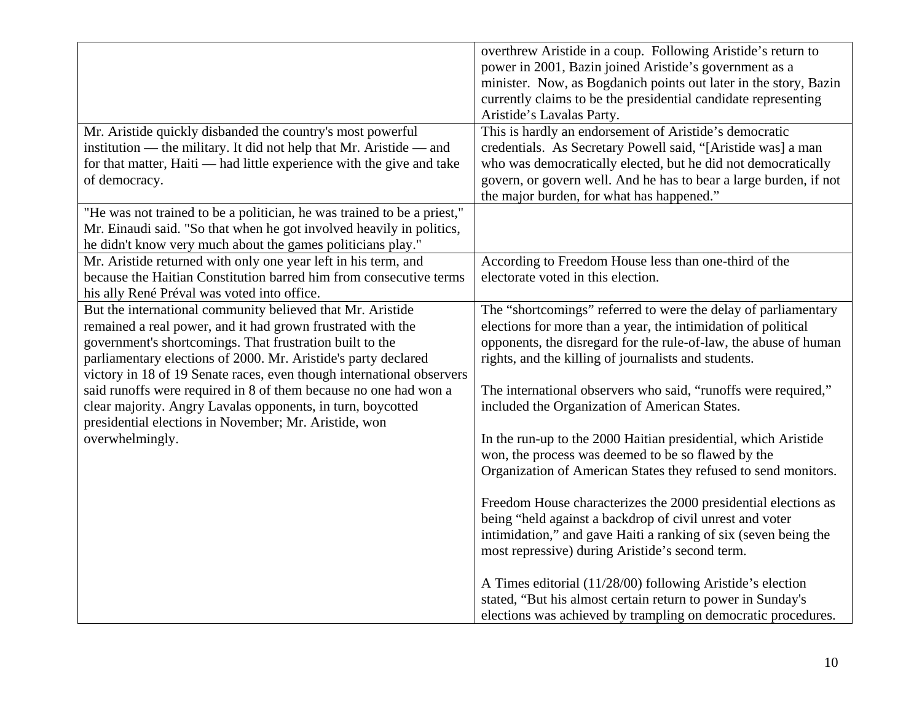| | |
|---|---|
| | overthrew Aristide in a coup. Following Aristide's return to power in 2001, Bazin joined Aristide's government as a minister. Now, as Bogdanich points out later in the story, Bazin currently claims to be the presidential candidate representing Aristide's Lavalas Party. |
| Mr. Aristide quickly disbanded the country's most powerful institution — the military. It did not help that Mr. Aristide — and for that matter, Haiti — had little experience with the give and take of democracy. | This is hardly an endorsement of Aristide's democratic credentials. As Secretary Powell said, "[Aristide was] a man who was democratically elected, but he did not democratically govern, or govern well. And he has to bear a large burden, if not the major burden, for what has happened." |
| "He was not trained to be a politician, he was trained to be a priest," Mr. Einaudi said. "So that when he got involved heavily in politics, he didn't know very much about the games politicians play." | |
| Mr. Aristide returned with only one year left in his term, and because the Haitian Constitution barred him from consecutive terms his ally René Préval was voted into office. | According to Freedom House less than one-third of the electorate voted in this election. |
| But the international community believed that Mr. Aristide remained a real power, and it had grown frustrated with the government's shortcomings. That frustration built to the parliamentary elections of 2000. Mr. Aristide's party declared victory in 18 of 19 Senate races, even though international observers said runoffs were required in 8 of them because no one had won a clear majority. Angry Lavalas opponents, in turn, boycotted presidential elections in November; Mr. Aristide, won overwhelmingly. | The "shortcomings" referred to were the delay of parliamentary elections for more than a year, the intimidation of political opponents, the disregard for the rule-of-law, the abuse of human rights, and the killing of journalists and students.<br><br>The international observers who said, "runoffs were required," included the Organization of American States.<br><br>In the run-up to the 2000 Haitian presidential, which Aristide won, the process was deemed to be so flawed by the Organization of American States they refused to send monitors.<br><br>Freedom House characterizes the 2000 presidential elections as being "held against a backdrop of civil unrest and voter intimidation," and gave Haiti a ranking of six (seven being the most repressive) during Aristide's second term.<br><br>A Times editorial (11/28/00) following Aristide's election stated, "But his almost certain return to power in Sunday's elections was achieved by trampling on democratic procedures. |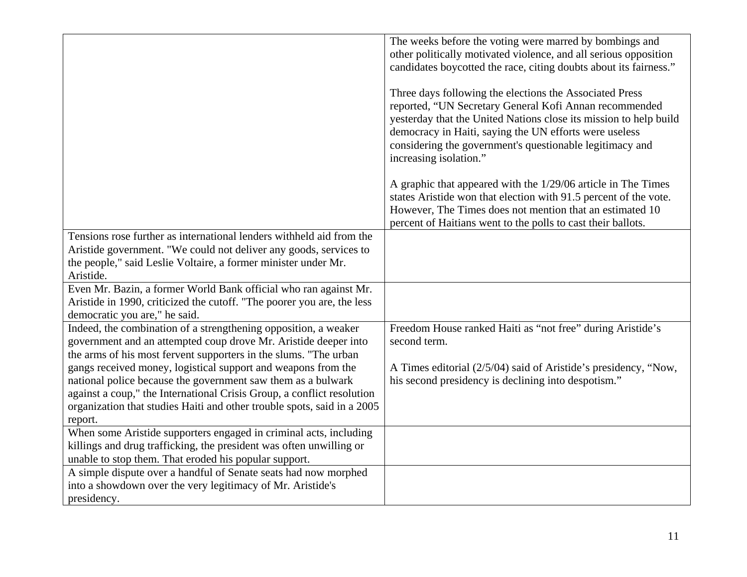| | |
|---|---|
| | The weeks before the voting were marred by bombings and other politically motivated violence, and all serious opposition candidates boycotted the race, citing doubts about its fairness."<br><br>Three days following the elections the Associated Press reported, "UN Secretary General Kofi Annan recommended yesterday that the United Nations close its mission to help build democracy in Haiti, saying the UN efforts were useless considering the government's questionable legitimacy and increasing isolation."<br><br>A graphic that appeared with the 1/29/06 article in The Times states Aristide won that election with 91.5 percent of the vote. However, The Times does not mention that an estimated 10 percent of Haitians went to the polls to cast their ballots. |
| Tensions rose further as international lenders withheld aid from the Aristide government. "We could not deliver any goods, services to the people," said Leslie Voltaire, a former minister under Mr. Aristide. | |
| Even Mr. Bazin, a former World Bank official who ran against Mr. Aristide in 1990, criticized the cutoff. "The poorer you are, the less democratic you are," he said. | |
| Indeed, the combination of a strengthening opposition, a weaker government and an attempted coup drove Mr. Aristide deeper into the arms of his most fervent supporters in the slums. "The urban gangs received money, logistical support and weapons from the national police because the government saw them as a bulwark against a coup," the International Crisis Group, a conflict resolution organization that studies Haiti and other trouble spots, said in a 2005 report. | Freedom House ranked Haiti as "not free" during Aristide's second term.<br><br>A Times editorial (2/5/04) said of Aristide's presidency, "Now, his second presidency is declining into despotism." |
| When some Aristide supporters engaged in criminal acts, including killings and drug trafficking, the president was often unwilling or unable to stop them. That eroded his popular support. | |
| A simple dispute over a handful of Senate seats had now morphed into a showdown over the very legitimacy of Mr. Aristide's presidency. | |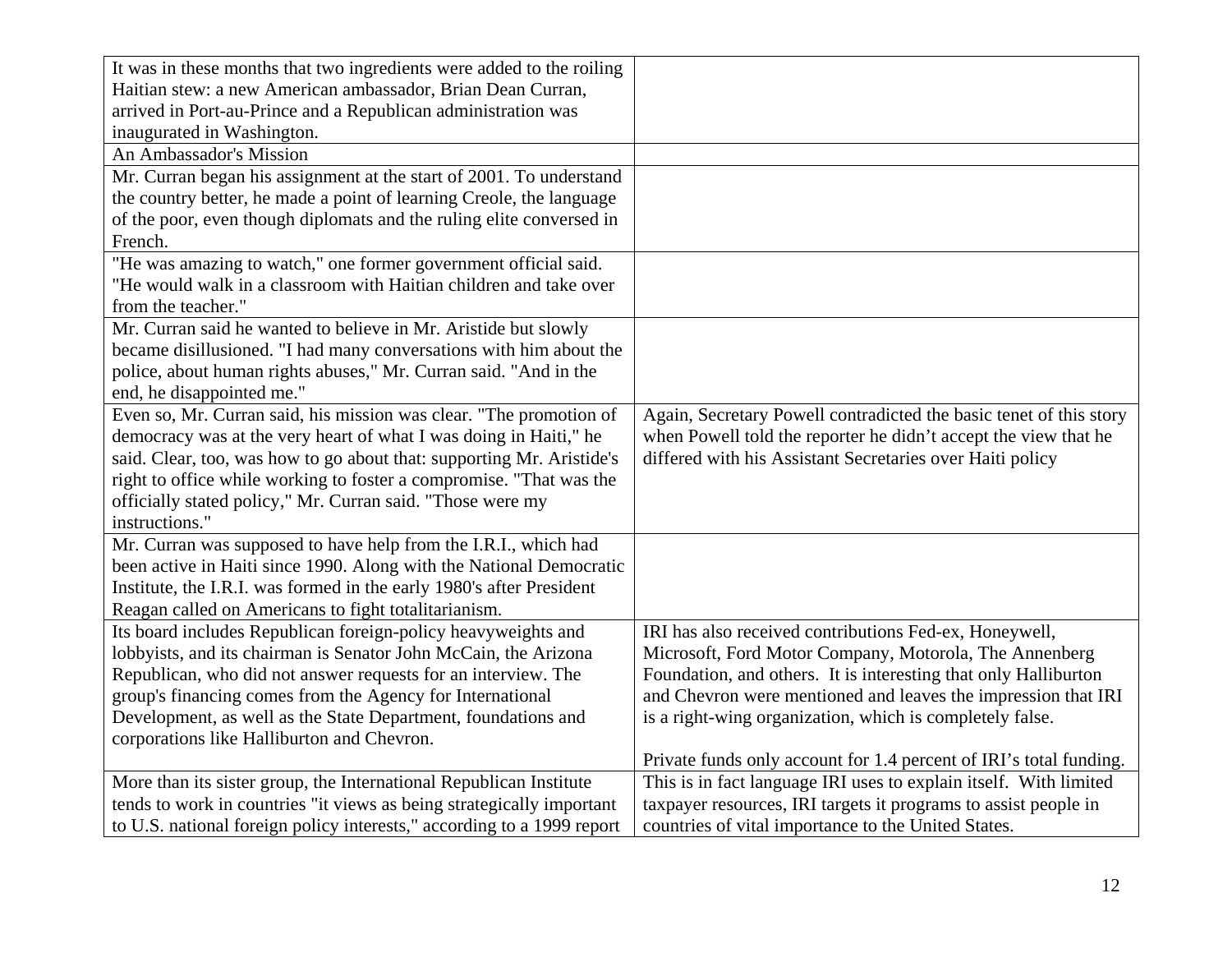| | |
|---|---|
| It was in these months that two ingredients were added to the roiling Haitian stew: a new American ambassador, Brian Dean Curran, arrived in Port-au-Prince and a Republican administration was inaugurated in Washington. | |
| An Ambassador's Mission | |
| Mr. Curran began his assignment at the start of 2001. To understand the country better, he made a point of learning Creole, the language of the poor, even though diplomats and the ruling elite conversed in French. | |
| "He was amazing to watch," one former government official said. "He would walk in a classroom with Haitian children and take over from the teacher." | |
| Mr. Curran said he wanted to believe in Mr. Aristide but slowly became disillusioned. "I had many conversations with him about the police, about human rights abuses," Mr. Curran said. "And in the end, he disappointed me." | |
| Even so, Mr. Curran said, his mission was clear. "The promotion of democracy was at the very heart of what I was doing in Haiti," he said. Clear, too, was how to go about that: supporting Mr. Aristide's right to office while working to foster a compromise. "That was the officially stated policy," Mr. Curran said. "Those were my instructions." | Again, Secretary Powell contradicted the basic tenet of this story when Powell told the reporter he didn't accept the view that he differed with his Assistant Secretaries over Haiti policy |
| Mr. Curran was supposed to have help from the I.R.I., which had been active in Haiti since 1990. Along with the National Democratic Institute, the I.R.I. was formed in the early 1980's after President Reagan called on Americans to fight totalitarianism. | |
| Its board includes Republican foreign-policy heavyweights and lobbyists, and its chairman is Senator John McCain, the Arizona Republican, who did not answer requests for an interview. The group's financing comes from the Agency for International Development, as well as the State Department, foundations and corporations like Halliburton and Chevron. | IRI has also received contributions Fed-ex, Honeywell, Microsoft, Ford Motor Company, Motorola, The Annenberg Foundation, and others. It is interesting that only Halliburton and Chevron were mentioned and leaves the impression that IRI is a right-wing organization, which is completely false.<br><br>Private funds only account for 1.4 percent of IRI's total funding. |
| More than its sister group, the International Republican Institute tends to work in countries "it views as being strategically important to U.S. national foreign policy interests," according to a 1999 report | This is in fact language IRI uses to explain itself. With limited taxpayer resources, IRI targets it programs to assist people in countries of vital importance to the United States. |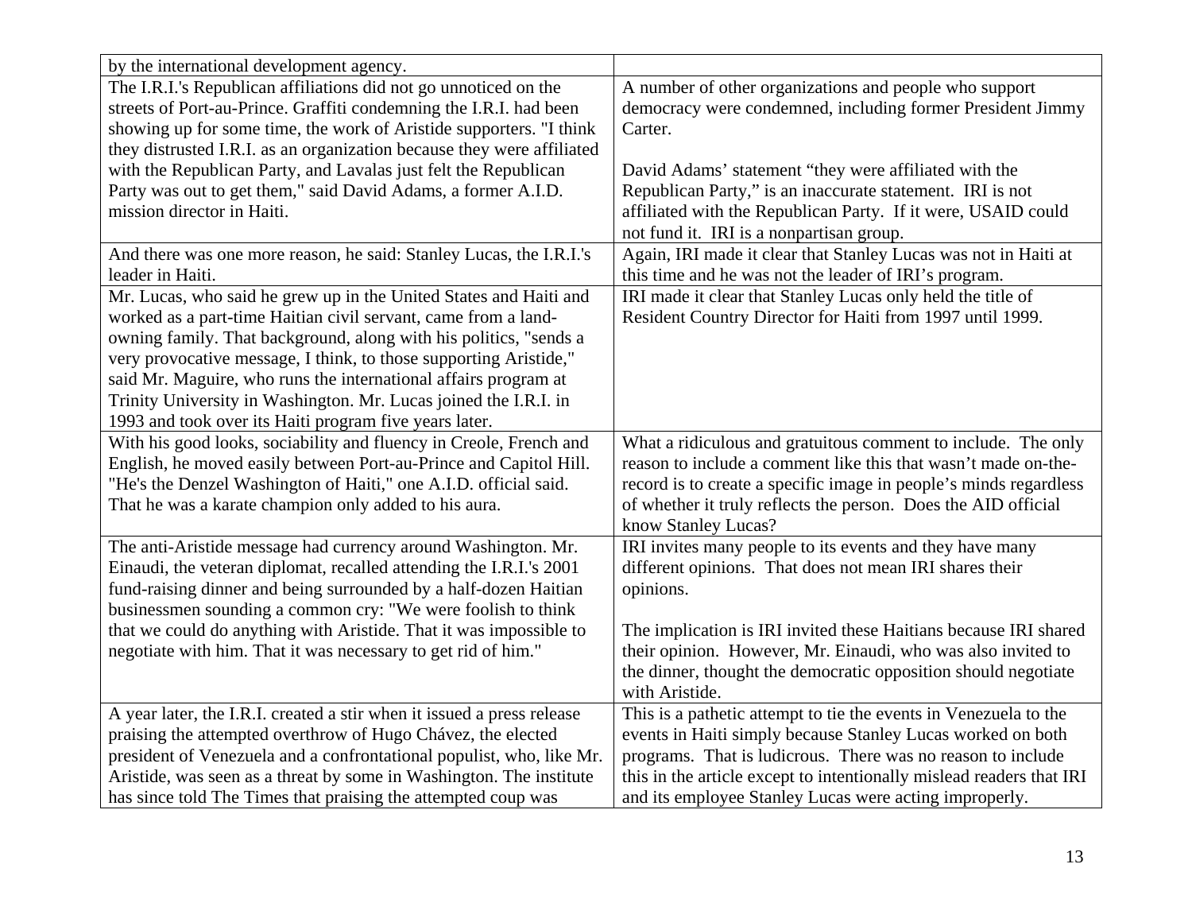| by the international development agency. | |
|---|---|
| The I.R.I.'s Republican affiliations did not go unnoticed on the streets of Port-au-Prince. Graffiti condemning the I.R.I. had been showing up for some time, the work of Aristide supporters. "I think they distrusted I.R.I. as an organization because they were affiliated with the Republican Party, and Lavalas just felt the Republican Party was out to get them," said David Adams, a former A.I.D. mission director in Haiti. | A number of other organizations and people who support democracy were condemned, including former President Jimmy Carter.<br><br>David Adams' statement "they were affiliated with the Republican Party," is an inaccurate statement. IRI is not affiliated with the Republican Party. If it were, USAID could not fund it. IRI is a nonpartisan group. |
| And there was one more reason, he said: Stanley Lucas, the I.R.I.'s leader in Haiti. | Again, IRI made it clear that Stanley Lucas was not in Haiti at this time and he was not the leader of IRI's program. |
| Mr. Lucas, who said he grew up in the United States and Haiti and worked as a part-time Haitian civil servant, came from a land-owning family. That background, along with his politics, "sends a very provocative message, I think, to those supporting Aristide," said Mr. Maguire, who runs the international affairs program at Trinity University in Washington. Mr. Lucas joined the I.R.I. in 1993 and took over its Haiti program five years later. | IRI made it clear that Stanley Lucas only held the title of Resident Country Director for Haiti from 1997 until 1999. |
| With his good looks, sociability and fluency in Creole, French and English, he moved easily between Port-au-Prince and Capitol Hill. "He's the Denzel Washington of Haiti," one A.I.D. official said. That he was a karate champion only added to his aura. | What a ridiculous and gratuitous comment to include. The only reason to include a comment like this that wasn't made on-the-record is to create a specific image in people's minds regardless of whether it truly reflects the person. Does the AID official know Stanley Lucas? |
| The anti-Aristide message had currency around Washington. Mr. Einaudi, the veteran diplomat, recalled attending the I.R.I.'s 2001 fund-raising dinner and being surrounded by a half-dozen Haitian businessmen sounding a common cry: "We were foolish to think that we could do anything with Aristide. That it was impossible to negotiate with him. That it was necessary to get rid of him." | IRI invites many people to its events and they have many different opinions. That does not mean IRI shares their opinions.<br><br>The implication is IRI invited these Haitians because IRI shared their opinion. However, Mr. Einaudi, who was also invited to the dinner, thought the democratic opposition should negotiate with Aristide. |
| A year later, the I.R.I. created a stir when it issued a press release praising the attempted overthrow of Hugo Chávez, the elected president of Venezuela and a confrontational populist, who, like Mr. Aristide, was seen as a threat by some in Washington. The institute has since told The Times that praising the attempted coup was | This is a pathetic attempt to tie the events in Venezuela to the events in Haiti simply because Stanley Lucas worked on both programs. That is ludicrous. There was no reason to include this in the article except to intentionally mislead readers that IRI and its employee Stanley Lucas were acting improperly. |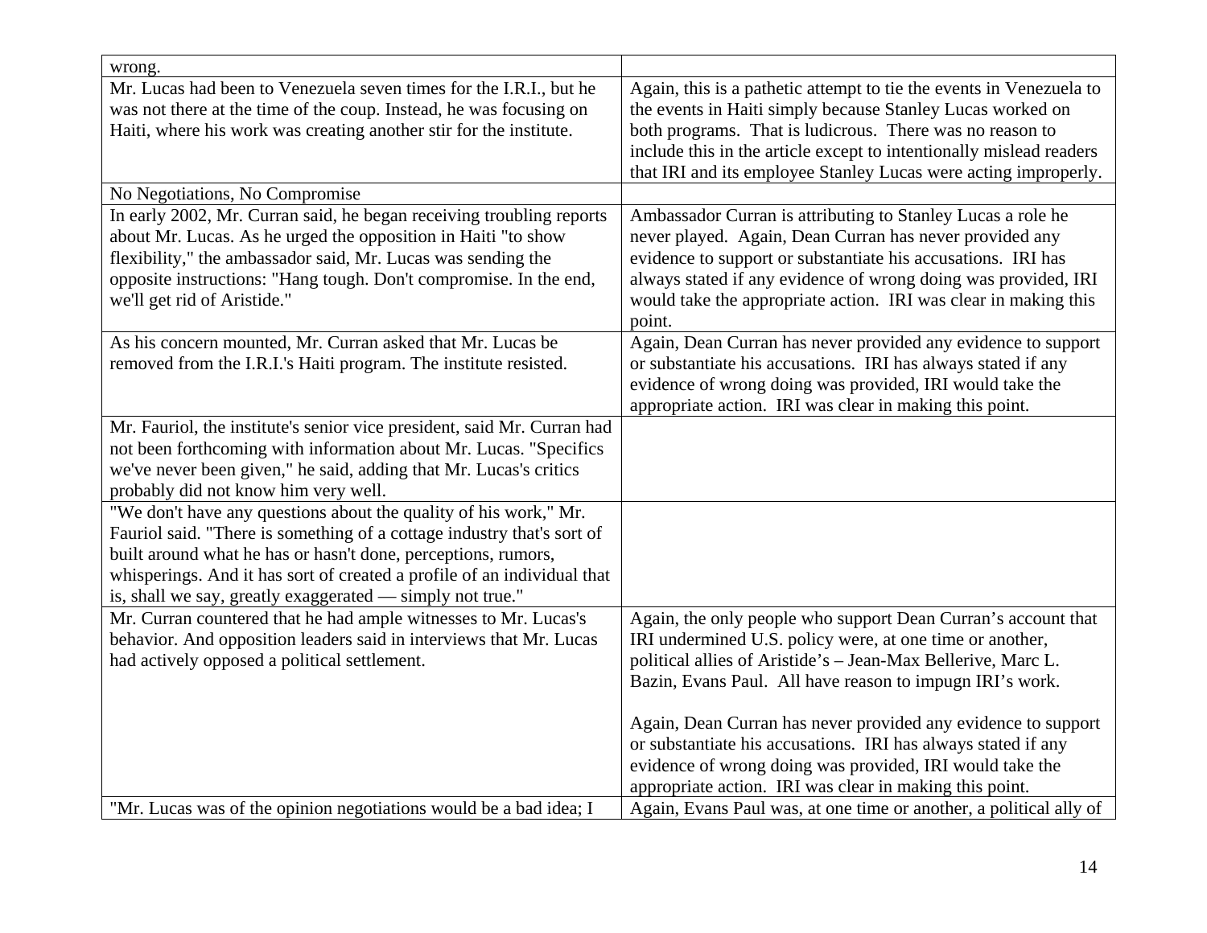| | |
|---|---|
| wrong. | |
| Mr. Lucas had been to Venezuela seven times for the I.R.I., but he was not there at the time of the coup. Instead, he was focusing on Haiti, where his work was creating another stir for the institute. | Again, this is a pathetic attempt to tie the events in Venezuela to the events in Haiti simply because Stanley Lucas worked on both programs. That is ludicrous. There was no reason to include this in the article except to intentionally mislead readers that IRI and its employee Stanley Lucas were acting improperly. |
| No Negotiations, No Compromise | |
| In early 2002, Mr. Curran said, he began receiving troubling reports about Mr. Lucas. As he urged the opposition in Haiti "to show flexibility," the ambassador said, Mr. Lucas was sending the opposite instructions: "Hang tough. Don't compromise. In the end, we'll get rid of Aristide." | Ambassador Curran is attributing to Stanley Lucas a role he never played. Again, Dean Curran has never provided any evidence to support or substantiate his accusations. IRI has always stated if any evidence of wrong doing was provided, IRI would take the appropriate action. IRI was clear in making this point. |
| As his concern mounted, Mr. Curran asked that Mr. Lucas be removed from the I.R.I.'s Haiti program. The institute resisted. | Again, Dean Curran has never provided any evidence to support or substantiate his accusations. IRI has always stated if any evidence of wrong doing was provided, IRI would take the appropriate action. IRI was clear in making this point. |
| Mr. Fauriol, the institute's senior vice president, said Mr. Curran had not been forthcoming with information about Mr. Lucas. "Specifics we've never been given," he said, adding that Mr. Lucas's critics probably did not know him very well. | |
| "We don't have any questions about the quality of his work," Mr. Fauriol said. "There is something of a cottage industry that's sort of built around what he has or hasn't done, perceptions, rumors, whisperings. And it has sort of created a profile of an individual that is, shall we say, greatly exaggerated — simply not true." | |
| Mr. Curran countered that he had ample witnesses to Mr. Lucas's behavior. And opposition leaders said in interviews that Mr. Lucas had actively opposed a political settlement. | Again, the only people who support Dean Curran's account that IRI undermined U.S. policy were, at one time or another, political allies of Aristide's – Jean-Max Bellerive, Marc L. Bazin, Evans Paul. All have reason to impugn IRI's work.<br><br>Again, Dean Curran has never provided any evidence to support or substantiate his accusations. IRI has always stated if any evidence of wrong doing was provided, IRI would take the appropriate action. IRI was clear in making this point. |
| "Mr. Lucas was of the opinion negotiations would be a bad idea; I | Again, Evans Paul was, at one time or another, a political ally of |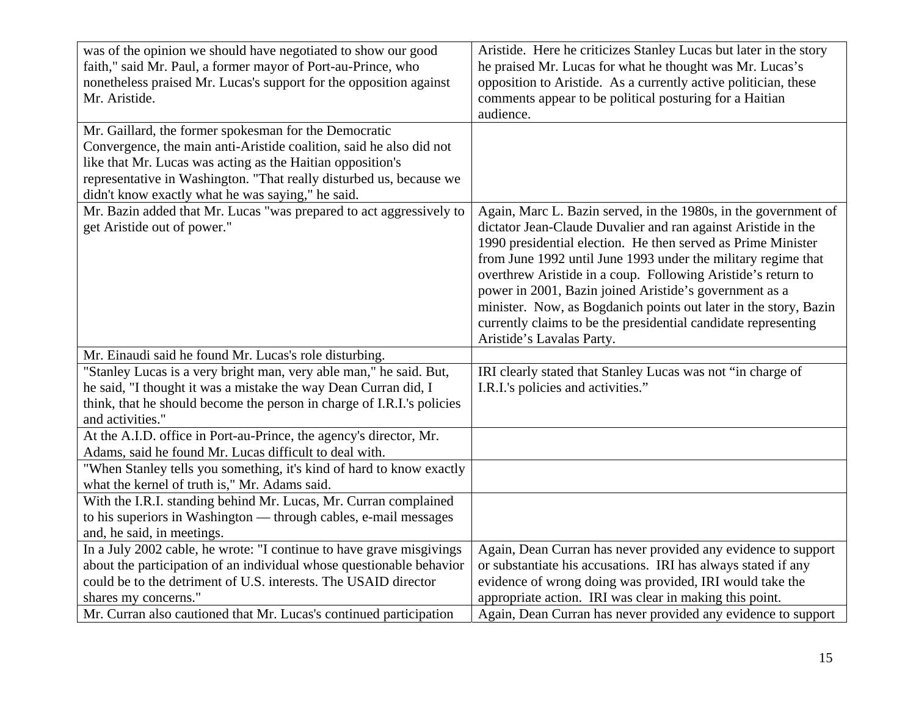| | |
|---|---|
| was of the opinion we should have negotiated to show our good faith," said Mr. Paul, a former mayor of Port-au-Prince, who nonetheless praised Mr. Lucas's support for the opposition against Mr. Aristide. | Aristide. Here he criticizes Stanley Lucas but later in the story he praised Mr. Lucas for what he thought was Mr. Lucas's opposition to Aristide. As a currently active politician, these comments appear to be political posturing for a Haitian audience. |
| Mr. Gaillard, the former spokesman for the Democratic Convergence, the main anti-Aristide coalition, said he also did not like that Mr. Lucas was acting as the Haitian opposition's representative in Washington. "That really disturbed us, because we didn't know exactly what he was saying," he said. | |
| Mr. Bazin added that Mr. Lucas "was prepared to act aggressively to get Aristide out of power." | Again, Marc L. Bazin served, in the 1980s, in the government of dictator Jean-Claude Duvalier and ran against Aristide in the 1990 presidential election. He then served as Prime Minister from June 1992 until June 1993 under the military regime that overthrew Aristide in a coup. Following Aristide's return to power in 2001, Bazin joined Aristide's government as a minister. Now, as Bogdanich points out later in the story, Bazin currently claims to be the presidential candidate representing Aristide's Lavalas Party. |
| Mr. Einaudi said he found Mr. Lucas's role disturbing. | |
| "Stanley Lucas is a very bright man, very able man," he said. But, he said, "I thought it was a mistake the way Dean Curran did, I think, that he should become the person in charge of I.R.I.'s policies and activities." | IRI clearly stated that Stanley Lucas was not "in charge of I.R.I.'s policies and activities." |
| At the A.I.D. office in Port-au-Prince, the agency's director, Mr. Adams, said he found Mr. Lucas difficult to deal with. | |
| "When Stanley tells you something, it's kind of hard to know exactly what the kernel of truth is," Mr. Adams said. | |
| With the I.R.I. standing behind Mr. Lucas, Mr. Curran complained to his superiors in Washington — through cables, e-mail messages and, he said, in meetings. | |
| In a July 2002 cable, he wrote: "I continue to have grave misgivings about the participation of an individual whose questionable behavior could be to the detriment of U.S. interests. The USAID director shares my concerns." | Again, Dean Curran has never provided any evidence to support or substantiate his accusations. IRI has always stated if any evidence of wrong doing was provided, IRI would take the appropriate action. IRI was clear in making this point. |
| Mr. Curran also cautioned that Mr. Lucas's continued participation | Again, Dean Curran has never provided any evidence to support |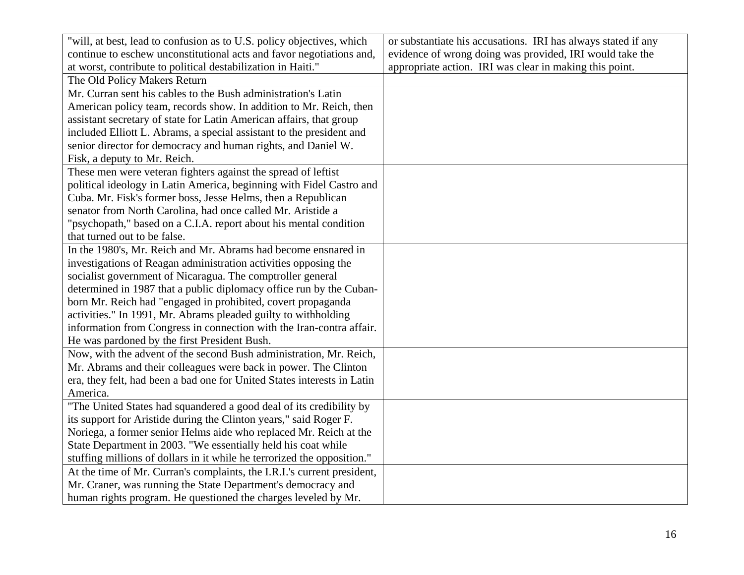| | |
|---|---|
| "will, at best, lead to confusion as to U.S. policy objectives, which continue to eschew unconstitutional acts and favor negotiations and, at worst, contribute to political destabilization in Haiti." | or substantiate his accusations. IRI has always stated if any evidence of wrong doing was provided, IRI would take the appropriate action. IRI was clear in making this point. |
| The Old Policy Makers Return | |
| Mr. Curran sent his cables to the Bush administration's Latin American policy team, records show. In addition to Mr. Reich, then assistant secretary of state for Latin American affairs, that group included Elliott L. Abrams, a special assistant to the president and senior director for democracy and human rights, and Daniel W. Fisk, a deputy to Mr. Reich. | |
| These men were veteran fighters against the spread of leftist political ideology in Latin America, beginning with Fidel Castro and Cuba. Mr. Fisk's former boss, Jesse Helms, then a Republican senator from North Carolina, had once called Mr. Aristide a "psychopath," based on a C.I.A. report about his mental condition that turned out to be false. | |
| In the 1980's, Mr. Reich and Mr. Abrams had become ensnared in investigations of Reagan administration activities opposing the socialist government of Nicaragua. The comptroller general determined in 1987 that a public diplomacy office run by the Cuban-born Mr. Reich had "engaged in prohibited, covert propaganda activities." In 1991, Mr. Abrams pleaded guilty to withholding information from Congress in connection with the Iran-contra affair. He was pardoned by the first President Bush. | |
| Now, with the advent of the second Bush administration, Mr. Reich, Mr. Abrams and their colleagues were back in power. The Clinton era, they felt, had been a bad one for United States interests in Latin America. | |
| "The United States had squandered a good deal of its credibility by its support for Aristide during the Clinton years," said Roger F. Noriega, a former senior Helms aide who replaced Mr. Reich at the State Department in 2003. "We essentially held his coat while stuffing millions of dollars in it while he terrorized the opposition." | |
| At the time of Mr. Curran's complaints, the I.R.I.'s current president, Mr. Craner, was running the State Department's democracy and human rights program. He questioned the charges leveled by Mr. | |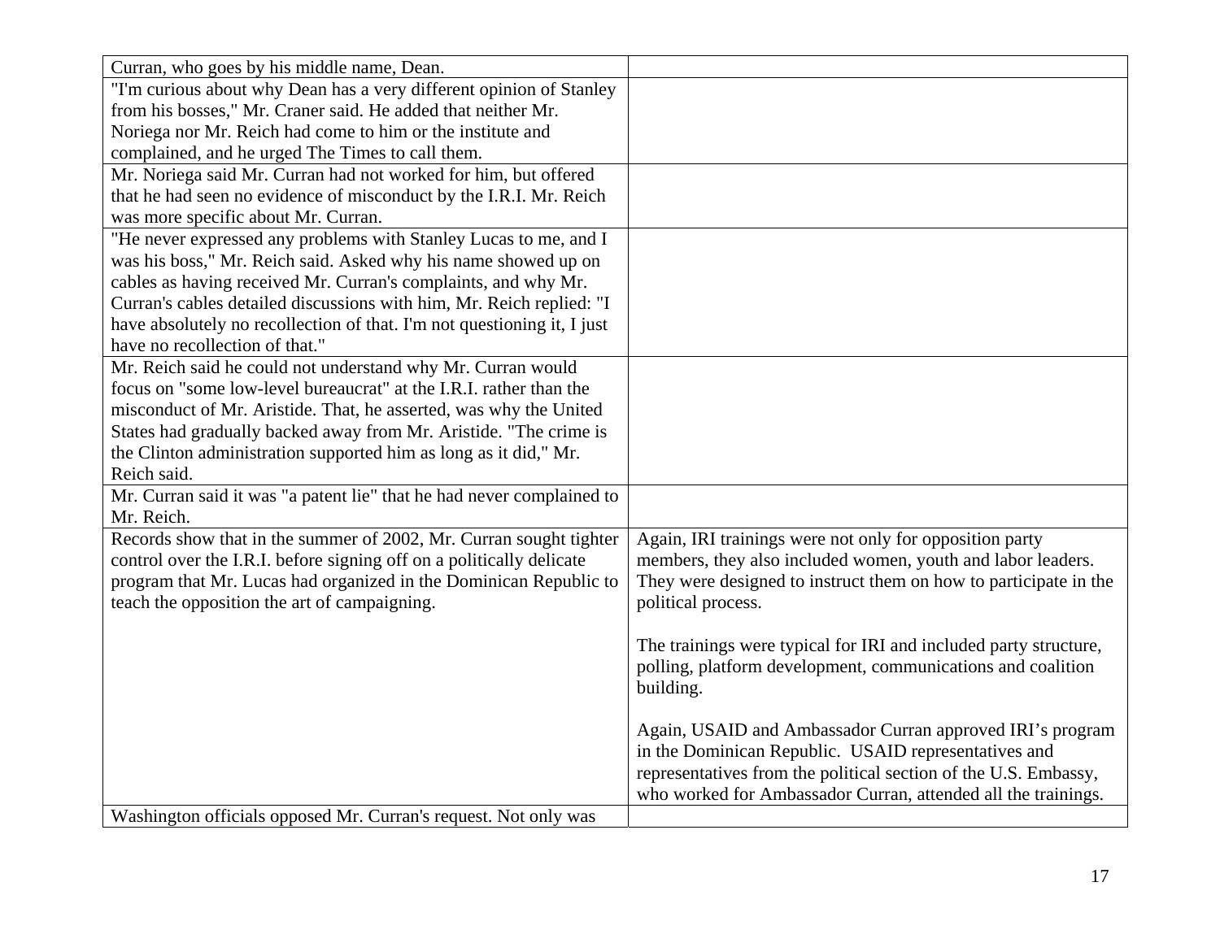| | |
|---|---|
| Curran, who goes by his middle name, Dean. | |
| "I'm curious about why Dean has a very different opinion of Stanley from his bosses," Mr. Craner said. He added that neither Mr. Noriega nor Mr. Reich had come to him or the institute and complained, and he urged The Times to call them. | |
| Mr. Noriega said Mr. Curran had not worked for him, but offered that he had seen no evidence of misconduct by the I.R.I. Mr. Reich was more specific about Mr. Curran. | |
| "He never expressed any problems with Stanley Lucas to me, and I was his boss," Mr. Reich said. Asked why his name showed up on cables as having received Mr. Curran's complaints, and why Mr. Curran's cables detailed discussions with him, Mr. Reich replied: "I have absolutely no recollection of that. I'm not questioning it, I just have no recollection of that." | |
| Mr. Reich said he could not understand why Mr. Curran would focus on "some low-level bureaucrat" at the I.R.I. rather than the misconduct of Mr. Aristide. That, he asserted, was why the United States had gradually backed away from Mr. Aristide. "The crime is the Clinton administration supported him as long as it did," Mr. Reich said. | |
| Mr. Curran said it was "a patent lie" that he had never complained to Mr. Reich. | |
| Records show that in the summer of 2002, Mr. Curran sought tighter control over the I.R.I. before signing off on a politically delicate program that Mr. Lucas had organized in the Dominican Republic to teach the opposition the art of campaigning. | Again, IRI trainings were not only for opposition party members, they also included women, youth and labor leaders. They were designed to instruct them on how to participate in the political process.<br><br>The trainings were typical for IRI and included party structure, polling, platform development, communications and coalition building.<br><br>Again, USAID and Ambassador Curran approved IRI's program in the Dominican Republic. USAID representatives and representatives from the political section of the U.S. Embassy, who worked for Ambassador Curran, attended all the trainings. |
| Washington officials opposed Mr. Curran's request. Not only was | |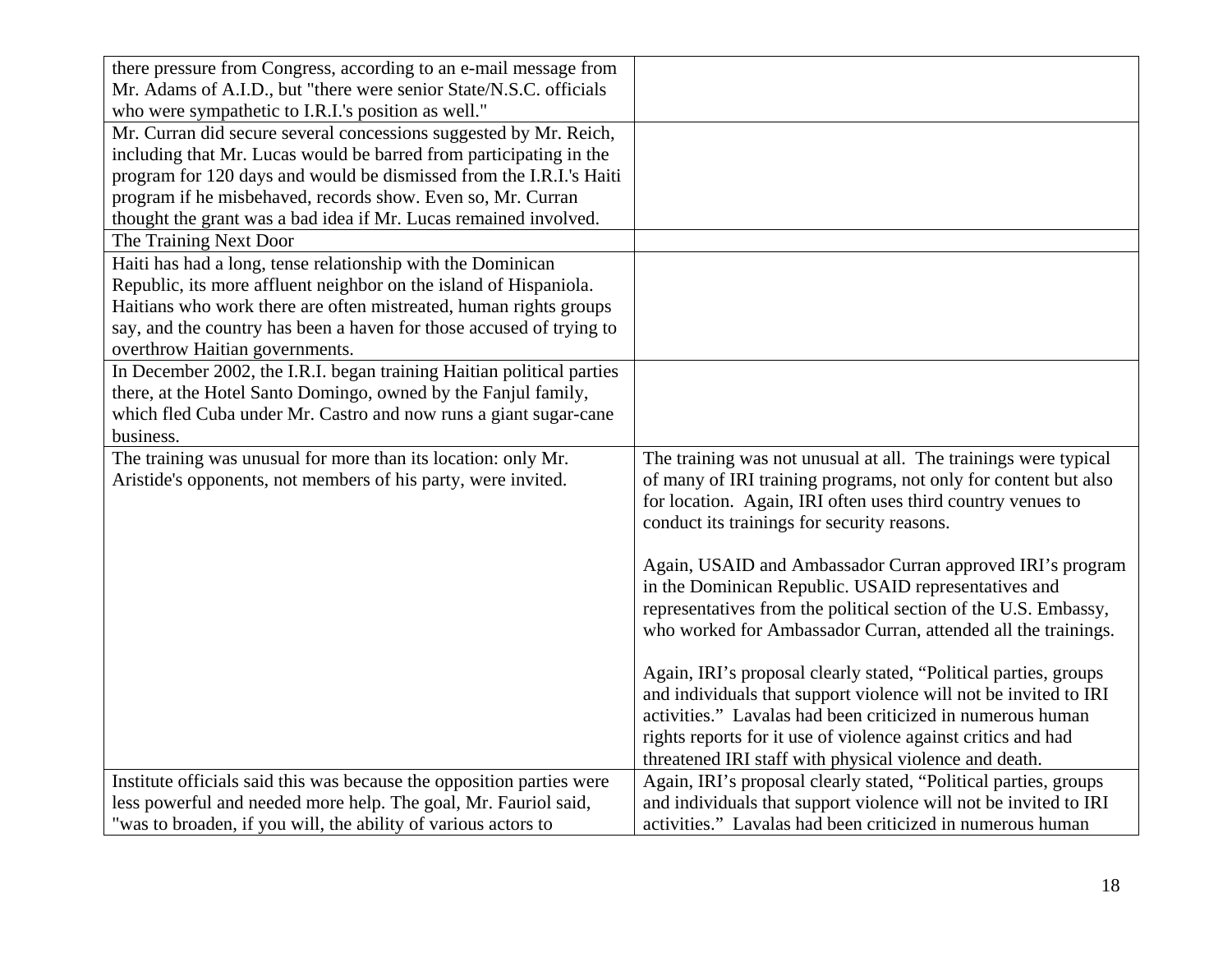| | |
|---|---|
| there pressure from Congress, according to an e-mail message from Mr. Adams of A.I.D., but "there were senior State/N.S.C. officials who were sympathetic to I.R.I.'s position as well." | |
| Mr. Curran did secure several concessions suggested by Mr. Reich, including that Mr. Lucas would be barred from participating in the program for 120 days and would be dismissed from the I.R.I.'s Haiti program if he misbehaved, records show. Even so, Mr. Curran thought the grant was a bad idea if Mr. Lucas remained involved. | |
| The Training Next Door | |
| Haiti has had a long, tense relationship with the Dominican Republic, its more affluent neighbor on the island of Hispaniola. Haitians who work there are often mistreated, human rights groups say, and the country has been a haven for those accused of trying to overthrow Haitian governments. | |
| In December 2002, the I.R.I. began training Haitian political parties there, at the Hotel Santo Domingo, owned by the Fanjul family, which fled Cuba under Mr. Castro and now runs a giant sugar-cane business. | |
| The training was unusual for more than its location: only Mr. Aristide's opponents, not members of his party, were invited. | The training was not unusual at all. The trainings were typical of many of IRI training programs, not only for content but also for location. Again, IRI often uses third country venues to conduct its trainings for security reasons.<br><br>Again, USAID and Ambassador Curran approved IRI's program in the Dominican Republic. USAID representatives and representatives from the political section of the U.S. Embassy, who worked for Ambassador Curran, attended all the trainings.<br><br>Again, IRI's proposal clearly stated, "Political parties, groups and individuals that support violence will not be invited to IRI activities." Lavalas had been criticized in numerous human rights reports for it use of violence against critics and had threatened IRI staff with physical violence and death. |
| Institute officials said this was because the opposition parties were less powerful and needed more help. The goal, Mr. Fauriol said, "was to broaden, if you will, the ability of various actors to | Again, IRI's proposal clearly stated, "Political parties, groups and individuals that support violence will not be invited to IRI activities." Lavalas had been criticized in numerous human |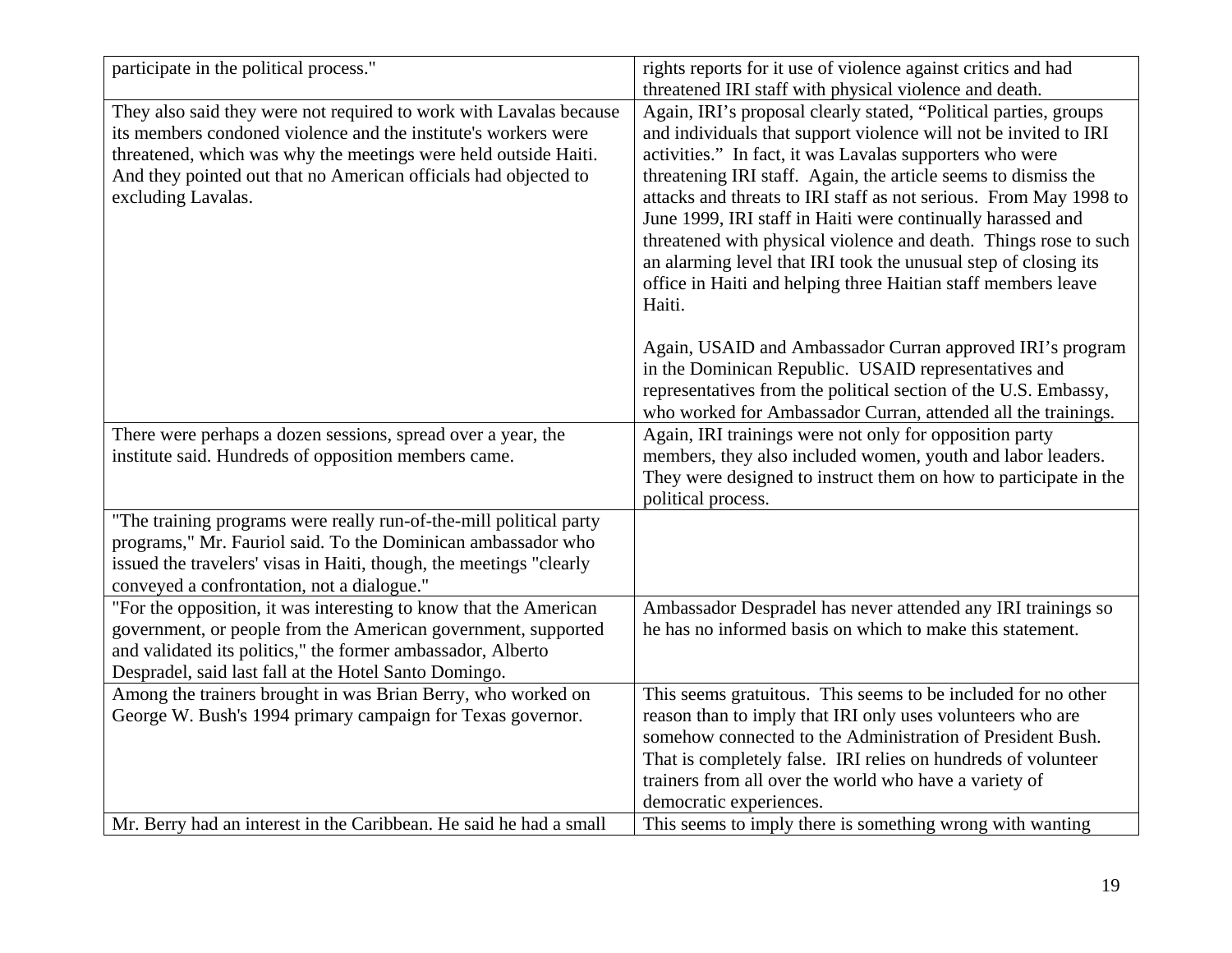| | |
|---|---|
| participate in the political process." | rights reports for it use of violence against critics and had threatened IRI staff with physical violence and death. |
| They also said they were not required to work with Lavalas because its members condoned violence and the institute's workers were threatened, which was why the meetings were held outside Haiti. And they pointed out that no American officials had objected to excluding Lavalas. | Again, IRI's proposal clearly stated, "Political parties, groups and individuals that support violence will not be invited to IRI activities." In fact, it was Lavalas supporters who were threatening IRI staff. Again, the article seems to dismiss the attacks and threats to IRI staff as not serious. From May 1998 to June 1999, IRI staff in Haiti were continually harassed and threatened with physical violence and death. Things rose to such an alarming level that IRI took the unusual step of closing its office in Haiti and helping three Haitian staff members leave Haiti.<br><br>Again, USAID and Ambassador Curran approved IRI's program in the Dominican Republic. USAID representatives and representatives from the political section of the U.S. Embassy, who worked for Ambassador Curran, attended all the trainings. |
| There were perhaps a dozen sessions, spread over a year, the institute said. Hundreds of opposition members came. | Again, IRI trainings were not only for opposition party members, they also included women, youth and labor leaders. They were designed to instruct them on how to participate in the political process. |
| "The training programs were really run-of-the-mill political party programs," Mr. Fauriol said. To the Dominican ambassador who issued the travelers' visas in Haiti, though, the meetings "clearly conveyed a confrontation, not a dialogue." | |
| "For the opposition, it was interesting to know that the American government, or people from the American government, supported and validated its politics," the former ambassador, Alberto Despradel, said last fall at the Hotel Santo Domingo. | Ambassador Despradel has never attended any IRI trainings so he has no informed basis on which to make this statement. |
| Among the trainers brought in was Brian Berry, who worked on George W. Bush's 1994 primary campaign for Texas governor. | This seems gratuitous. This seems to be included for no other reason than to imply that IRI only uses volunteers who are somehow connected to the Administration of President Bush. That is completely false. IRI relies on hundreds of volunteer trainers from all over the world who have a variety of democratic experiences. |
| Mr. Berry had an interest in the Caribbean. He said he had a small | This seems to imply there is something wrong with wanting |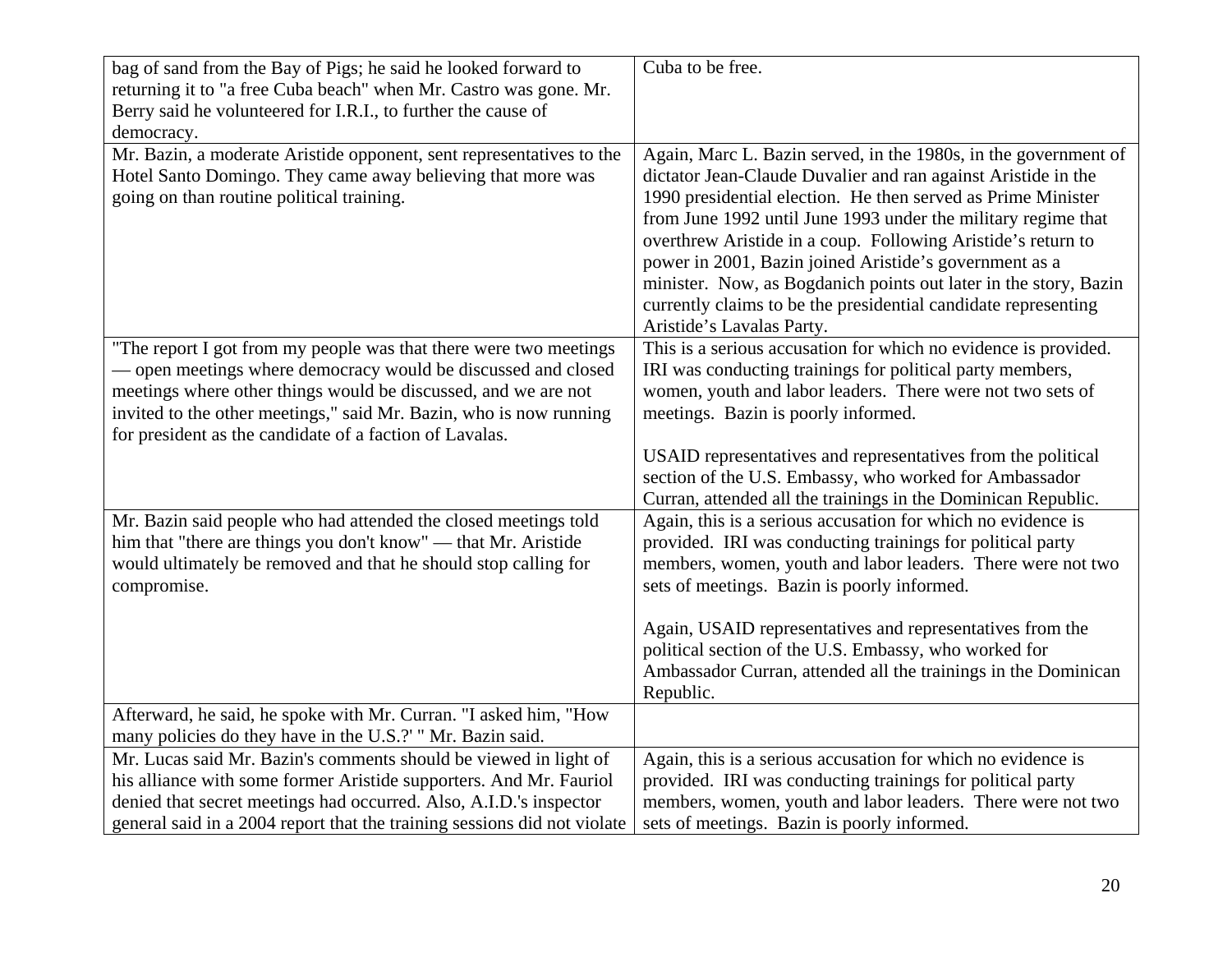| | |
|---|---|
| bag of sand from the Bay of Pigs; he said he looked forward to returning it to "a free Cuba beach" when Mr. Castro was gone. Mr. Berry said he volunteered for I.R.I., to further the cause of democracy. | Cuba to be free. |
| Mr. Bazin, a moderate Aristide opponent, sent representatives to the Hotel Santo Domingo. They came away believing that more was going on than routine political training. | Again, Marc L. Bazin served, in the 1980s, in the government of dictator Jean-Claude Duvalier and ran against Aristide in the 1990 presidential election. He then served as Prime Minister from June 1992 until June 1993 under the military regime that overthrew Aristide in a coup. Following Aristide's return to power in 2001, Bazin joined Aristide's government as a minister. Now, as Bogdanich points out later in the story, Bazin currently claims to be the presidential candidate representing Aristide's Lavalas Party. |
| "The report I got from my people was that there were two meetings — open meetings where democracy would be discussed and closed meetings where other things would be discussed, and we are not invited to the other meetings," said Mr. Bazin, who is now running for president as the candidate of a faction of Lavalas. | This is a serious accusation for which no evidence is provided. IRI was conducting trainings for political party members, women, youth and labor leaders. There were not two sets of meetings. Bazin is poorly informed.<br><br>USAID representatives and representatives from the political section of the U.S. Embassy, who worked for Ambassador Curran, attended all the trainings in the Dominican Republic. |
| Mr. Bazin said people who had attended the closed meetings told him that "there are things you don't know" — that Mr. Aristide would ultimately be removed and that he should stop calling for compromise. | Again, this is a serious accusation for which no evidence is provided. IRI was conducting trainings for political party members, women, youth and labor leaders. There were not two sets of meetings. Bazin is poorly informed.<br><br>Again, USAID representatives and representatives from the political section of the U.S. Embassy, who worked for Ambassador Curran, attended all the trainings in the Dominican Republic. |
| Afterward, he said, he spoke with Mr. Curran. "I asked him, "How many policies do they have in the U.S.?' " Mr. Bazin said. | |
| Mr. Lucas said Mr. Bazin's comments should be viewed in light of his alliance with some former Aristide supporters. And Mr. Fauriol denied that secret meetings had occurred. Also, A.I.D.'s inspector general said in a 2004 report that the training sessions did not violate | Again, this is a serious accusation for which no evidence is provided. IRI was conducting trainings for political party members, women, youth and labor leaders. There were not two sets of meetings. Bazin is poorly informed. |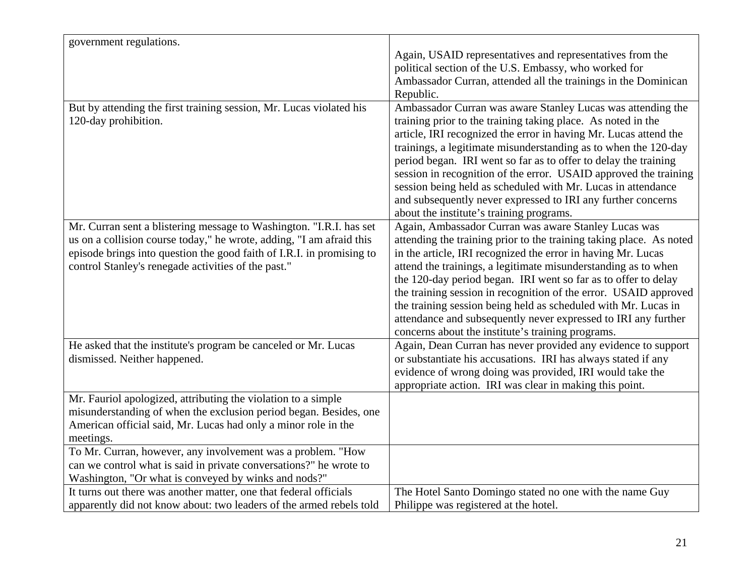| | |
|---|---|
| government regulations. | Again, USAID representatives and representatives from the political section of the U.S. Embassy, who worked for Ambassador Curran, attended all the trainings in the Dominican Republic. |
| But by attending the first training session, Mr. Lucas violated his 120-day prohibition. | Ambassador Curran was aware Stanley Lucas was attending the training prior to the training taking place. As noted in the article, IRI recognized the error in having Mr. Lucas attend the trainings, a legitimate misunderstanding as to when the 120-day period began. IRI went so far as to offer to delay the training session in recognition of the error. USAID approved the training session being held as scheduled with Mr. Lucas in attendance and subsequently never expressed to IRI any further concerns about the institute's training programs. |
| Mr. Curran sent a blistering message to Washington. "I.R.I. has set us on a collision course today," he wrote, adding, "I am afraid this episode brings into question the good faith of I.R.I. in promising to control Stanley's renegade activities of the past." | Again, Ambassador Curran was aware Stanley Lucas was attending the training prior to the training taking place. As noted in the article, IRI recognized the error in having Mr. Lucas attend the trainings, a legitimate misunderstanding as to when the 120-day period began. IRI went so far as to offer to delay the training session in recognition of the error. USAID approved the training session being held as scheduled with Mr. Lucas in attendance and subsequently never expressed to IRI any further concerns about the institute's training programs. |
| He asked that the institute's program be canceled or Mr. Lucas dismissed. Neither happened. | Again, Dean Curran has never provided any evidence to support or substantiate his accusations. IRI has always stated if any evidence of wrong doing was provided, IRI would take the appropriate action. IRI was clear in making this point. |
| Mr. Fauriol apologized, attributing the violation to a simple misunderstanding of when the exclusion period began. Besides, one American official said, Mr. Lucas had only a minor role in the meetings. | |
| To Mr. Curran, however, any involvement was a problem. "How can we control what is said in private conversations?" he wrote to Washington, "Or what is conveyed by winks and nods?" | |
| It turns out there was another matter, one that federal officials apparently did not know about: two leaders of the armed rebels told | The Hotel Santo Domingo stated no one with the name Guy Philippe was registered at the hotel. |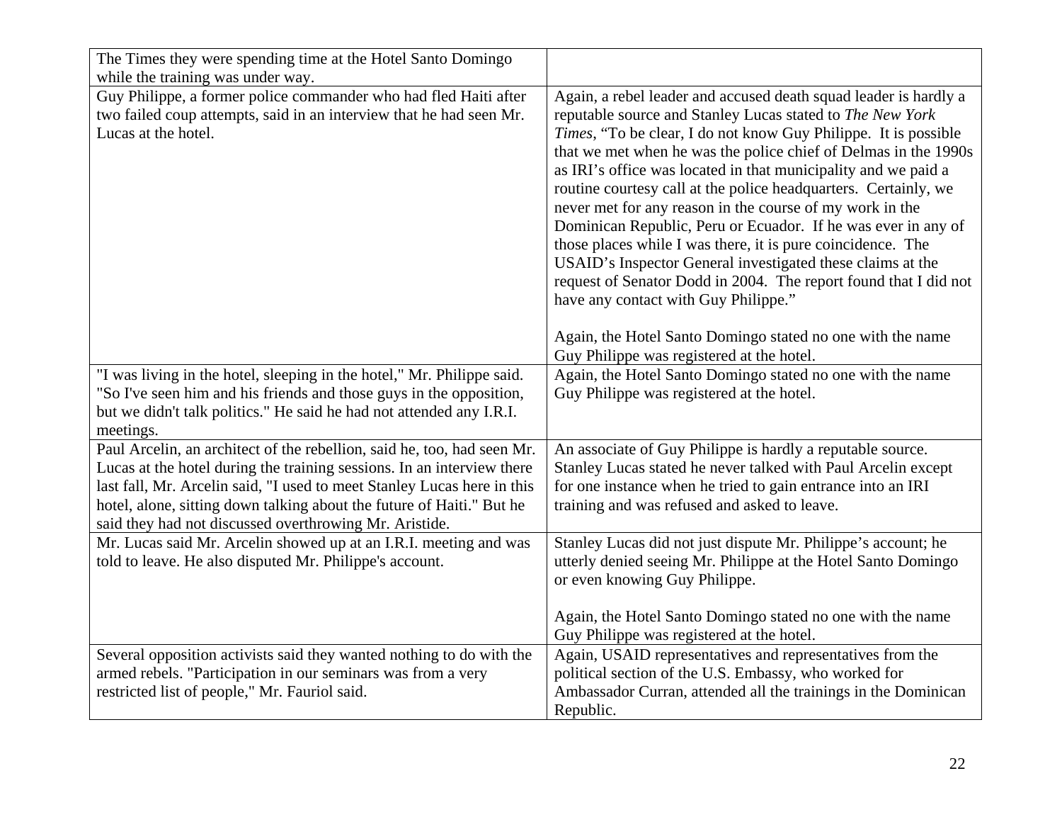| | |
|---|---|
| The Times they were spending time at the Hotel Santo Domingo while the training was under way. | |
| Guy Philippe, a former police commander who had fled Haiti after two failed coup attempts, said in an interview that he had seen Mr. Lucas at the hotel. | Again, a rebel leader and accused death squad leader is hardly a reputable source and Stanley Lucas stated to *The New York Times*, "To be clear, I do not know Guy Philippe. It is possible that we met when he was the police chief of Delmas in the 1990s as IRI's office was located in that municipality and we paid a routine courtesy call at the police headquarters. Certainly, we never met for any reason in the course of my work in the Dominican Republic, Peru or Ecuador. If he was ever in any of those places while I was there, it is pure coincidence. The USAID's Inspector General investigated these claims at the request of Senator Dodd in 2004. The report found that I did not have any contact with Guy Philippe."<br><br>Again, the Hotel Santo Domingo stated no one with the name Guy Philippe was registered at the hotel. |
| "I was living in the hotel, sleeping in the hotel," Mr. Philippe said. "So I've seen him and his friends and those guys in the opposition, but we didn't talk politics." He said he had not attended any I.R.I. meetings. | Again, the Hotel Santo Domingo stated no one with the name Guy Philippe was registered at the hotel. |
| Paul Arcelin, an architect of the rebellion, said he, too, had seen Mr. Lucas at the hotel during the training sessions. In an interview there last fall, Mr. Arcelin said, "I used to meet Stanley Lucas here in this hotel, alone, sitting down talking about the future of Haiti." But he said they had not discussed overthrowing Mr. Aristide. | An associate of Guy Philippe is hardly a reputable source. Stanley Lucas stated he never talked with Paul Arcelin except for one instance when he tried to gain entrance into an IRI training and was refused and asked to leave. |
| Mr. Lucas said Mr. Arcelin showed up at an I.R.I. meeting and was told to leave. He also disputed Mr. Philippe's account. | Stanley Lucas did not just dispute Mr. Philippe's account; he utterly denied seeing Mr. Philippe at the Hotel Santo Domingo or even knowing Guy Philippe.<br><br>Again, the Hotel Santo Domingo stated no one with the name Guy Philippe was registered at the hotel. |
| Several opposition activists said they wanted nothing to do with the armed rebels. "Participation in our seminars was from a very restricted list of people," Mr. Fauriol said. | Again, USAID representatives and representatives from the political section of the U.S. Embassy, who worked for Ambassador Curran, attended all the trainings in the Dominican Republic. |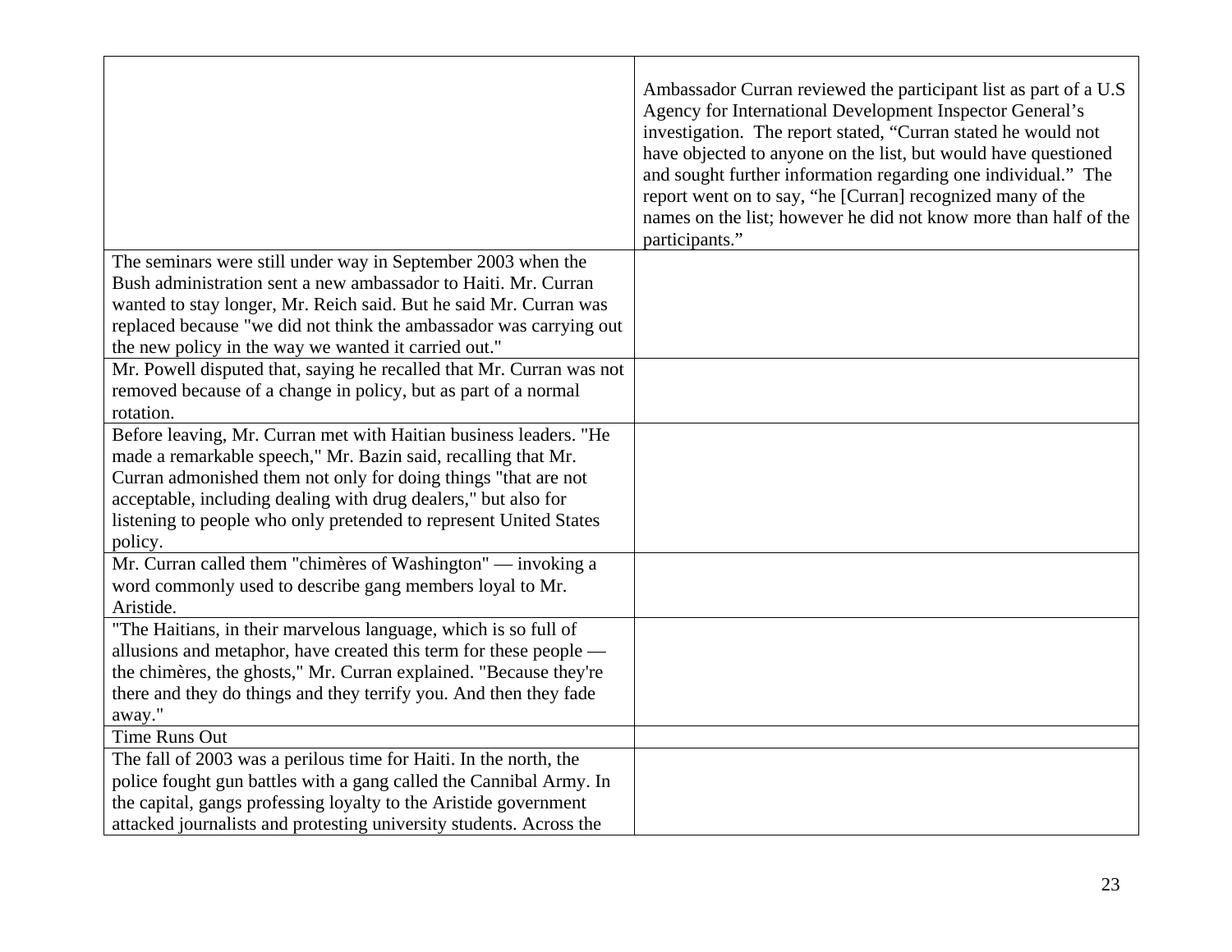| | |
|---|---|
| | Ambassador Curran reviewed the participant list as part of a U.S Agency for International Development Inspector General's investigation. The report stated, "Curran stated he would not have objected to anyone on the list, but would have questioned and sought further information regarding one individual." The report went on to say, "he [Curran] recognized many of the names on the list; however he did not know more than half of the participants." |
| The seminars were still under way in September 2003 when the Bush administration sent a new ambassador to Haiti. Mr. Curran wanted to stay longer, Mr. Reich said. But he said Mr. Curran was replaced because "we did not think the ambassador was carrying out the new policy in the way we wanted it carried out." | |
| Mr. Powell disputed that, saying he recalled that Mr. Curran was not removed because of a change in policy, but as part of a normal rotation. | |
| Before leaving, Mr. Curran met with Haitian business leaders. "He made a remarkable speech," Mr. Bazin said, recalling that Mr. Curran admonished them not only for doing things "that are not acceptable, including dealing with drug dealers," but also for listening to people who only pretended to represent United States policy. | |
| Mr. Curran called them "chimères of Washington" — invoking a word commonly used to describe gang members loyal to Mr. Aristide. | |
| "The Haitians, in their marvelous language, which is so full of allusions and metaphor, have created this term for these people — the chimères, the ghosts," Mr. Curran explained. "Because they're there and they do things and they terrify you. And then they fade away." | |
| Time Runs Out | |
| The fall of 2003 was a perilous time for Haiti. In the north, the police fought gun battles with a gang called the Cannibal Army. In the capital, gangs professing loyalty to the Aristide government attacked journalists and protesting university students. Across the | |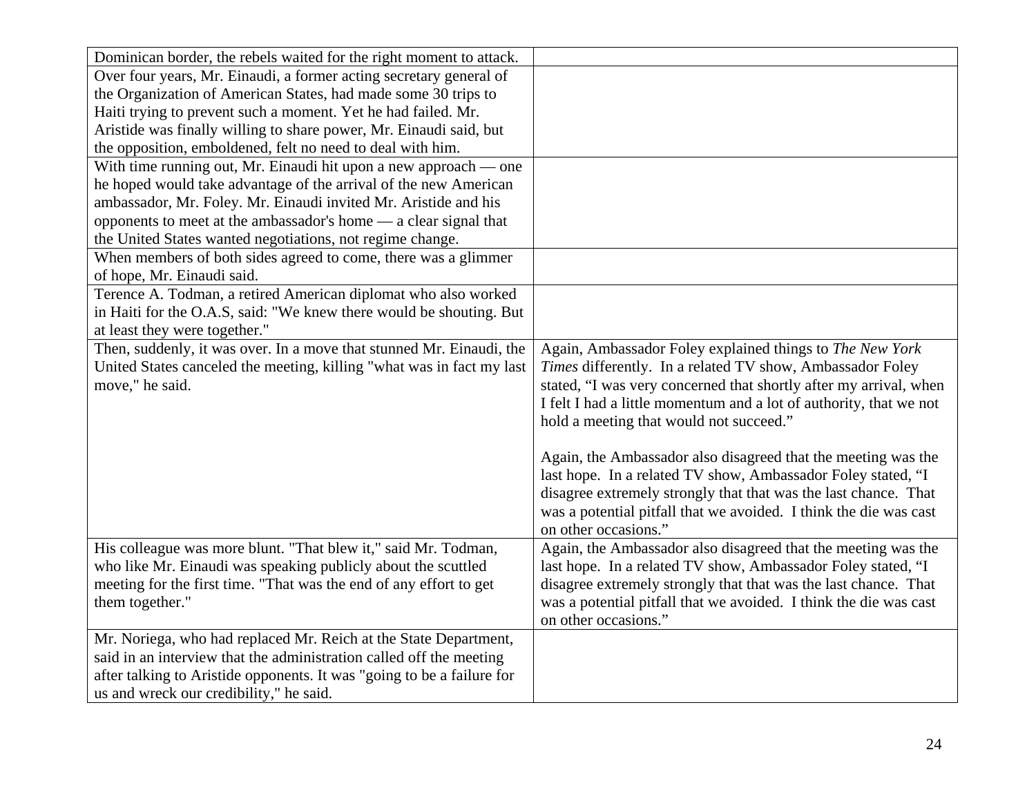| | |
|---|---|
| Dominican border, the rebels waited for the right moment to attack. | |
| Over four years, Mr. Einaudi, a former acting secretary general of the Organization of American States, had made some 30 trips to Haiti trying to prevent such a moment. Yet he had failed. Mr. Aristide was finally willing to share power, Mr. Einaudi said, but the opposition, emboldened, felt no need to deal with him. | |
| With time running out, Mr. Einaudi hit upon a new approach — one he hoped would take advantage of the arrival of the new American ambassador, Mr. Foley. Mr. Einaudi invited Mr. Aristide and his opponents to meet at the ambassador's home — a clear signal that the United States wanted negotiations, not regime change. | |
| When members of both sides agreed to come, there was a glimmer of hope, Mr. Einaudi said. | |
| Terence A. Todman, a retired American diplomat who also worked in Haiti for the O.A.S, said: "We knew there would be shouting. But at least they were together." | |
| Then, suddenly, it was over. In a move that stunned Mr. Einaudi, the United States canceled the meeting, killing "what was in fact my last move," he said. | Again, Ambassador Foley explained things to *The New York Times* differently. In a related TV show, Ambassador Foley stated, "I was very concerned that shortly after my arrival, when I felt I had a little momentum and a lot of authority, that we not hold a meeting that would not succeed."<br><br>Again, the Ambassador also disagreed that the meeting was the last hope. In a related TV show, Ambassador Foley stated, "I disagree extremely strongly that that was the last chance. That was a potential pitfall that we avoided. I think the die was cast on other occasions." |
| His colleague was more blunt. "That blew it," said Mr. Todman, who like Mr. Einaudi was speaking publicly about the scuttled meeting for the first time. "That was the end of any effort to get them together." | Again, the Ambassador also disagreed that the meeting was the last hope. In a related TV show, Ambassador Foley stated, "I disagree extremely strongly that that was the last chance. That was a potential pitfall that we avoided. I think the die was cast on other occasions." |
| Mr. Noriega, who had replaced Mr. Reich at the State Department, said in an interview that the administration called off the meeting after talking to Aristide opponents. It was "going to be a failure for us and wreck our credibility," he said. | |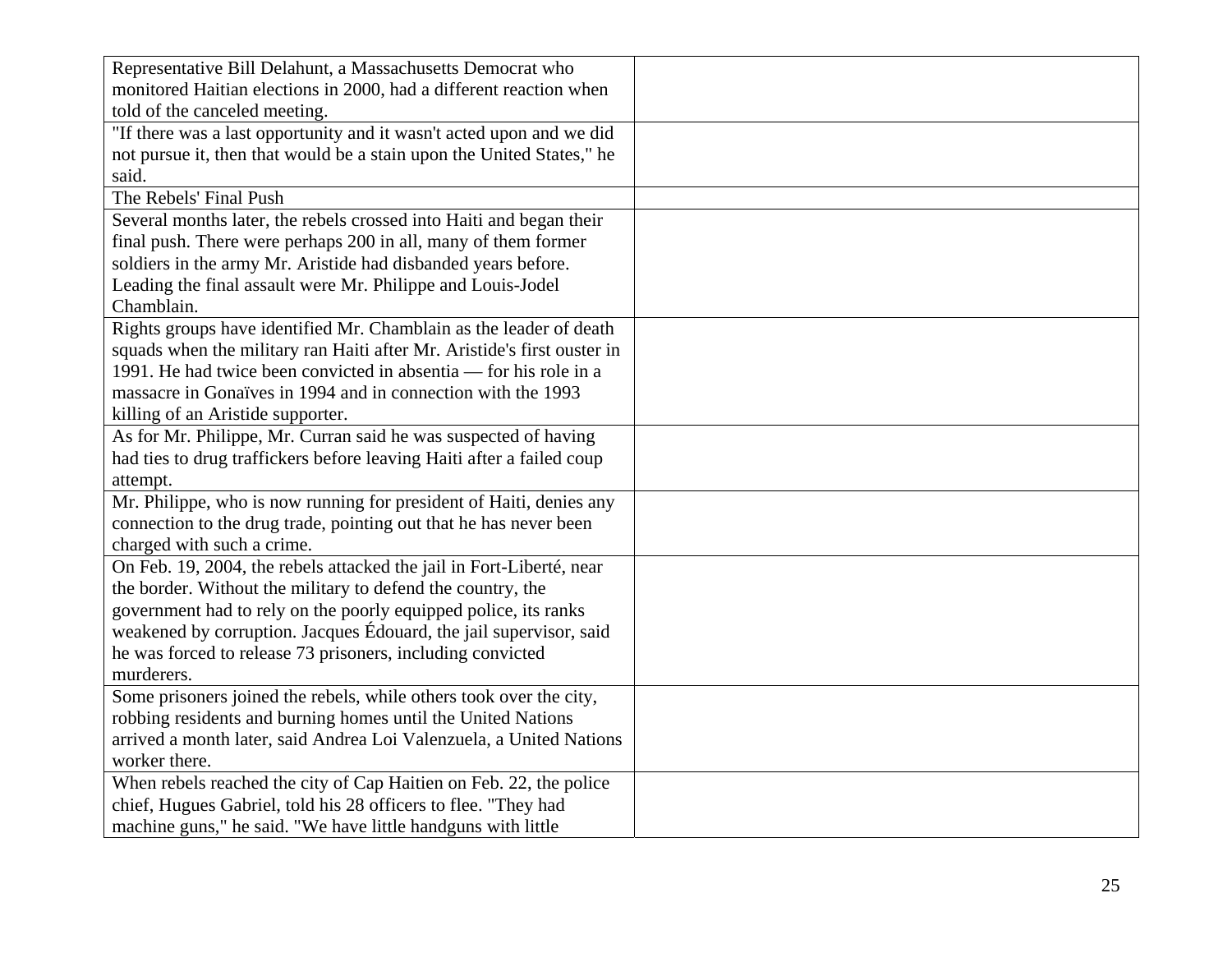| | |
|---|---|
| Representative Bill Delahunt, a Massachusetts Democrat who monitored Haitian elections in 2000, had a different reaction when told of the canceled meeting. | |
| "If there was a last opportunity and it wasn't acted upon and we did not pursue it, then that would be a stain upon the United States," he said. | |
| The Rebels' Final Push | |
| Several months later, the rebels crossed into Haiti and began their final push. There were perhaps 200 in all, many of them former soldiers in the army Mr. Aristide had disbanded years before. Leading the final assault were Mr. Philippe and Louis-Jodel Chamblain. | |
| Rights groups have identified Mr. Chamblain as the leader of death squads when the military ran Haiti after Mr. Aristide's first ouster in 1991. He had twice been convicted in absentia — for his role in a massacre in Gonaïves in 1994 and in connection with the 1993 killing of an Aristide supporter. | |
| As for Mr. Philippe, Mr. Curran said he was suspected of having had ties to drug traffickers before leaving Haiti after a failed coup attempt. | |
| Mr. Philippe, who is now running for president of Haiti, denies any connection to the drug trade, pointing out that he has never been charged with such a crime. | |
| On Feb. 19, 2004, the rebels attacked the jail in Fort-Liberté, near the border. Without the military to defend the country, the government had to rely on the poorly equipped police, its ranks weakened by corruption. Jacques Édouard, the jail supervisor, said he was forced to release 73 prisoners, including convicted murderers. | |
| Some prisoners joined the rebels, while others took over the city, robbing residents and burning homes until the United Nations arrived a month later, said Andrea Loi Valenzuela, a United Nations worker there. | |
| When rebels reached the city of Cap Haitien on Feb. 22, the police chief, Hugues Gabriel, told his 28 officers to flee. "They had machine guns," he said. "We have little handguns with little | |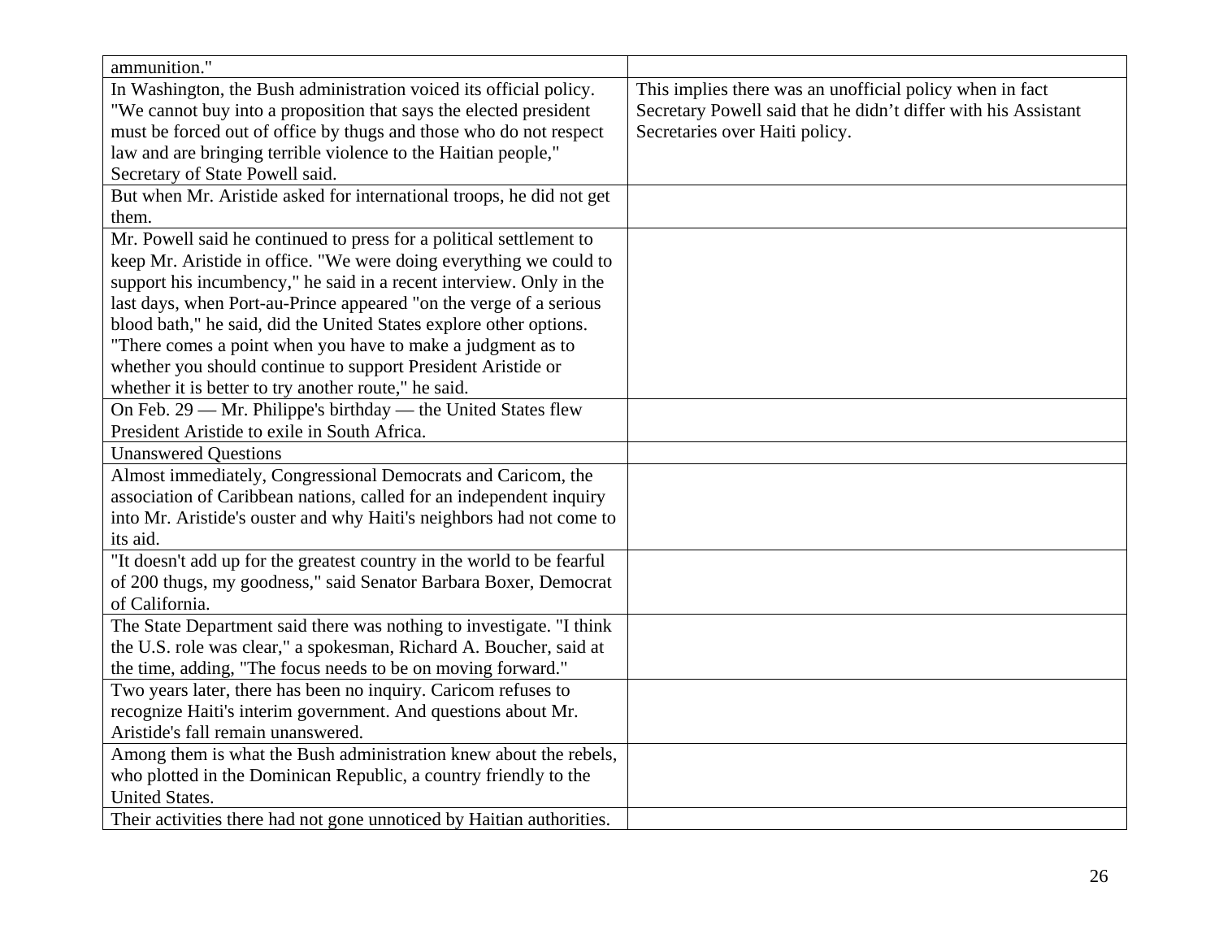| | |
|---|---|
| ammunition." | |
| In Washington, the Bush administration voiced its official policy. "We cannot buy into a proposition that says the elected president must be forced out of office by thugs and those who do not respect law and are bringing terrible violence to the Haitian people," Secretary of State Powell said. | This implies there was an unofficial policy when in fact Secretary Powell said that he didn't differ with his Assistant Secretaries over Haiti policy. |
| But when Mr. Aristide asked for international troops, he did not get them. | |
| Mr. Powell said he continued to press for a political settlement to keep Mr. Aristide in office. "We were doing everything we could to support his incumbency," he said in a recent interview. Only in the last days, when Port-au-Prince appeared "on the verge of a serious blood bath," he said, did the United States explore other options. "There comes a point when you have to make a judgment as to whether you should continue to support President Aristide or whether it is better to try another route," he said. | |
| On Feb. 29 — Mr. Philippe's birthday — the United States flew President Aristide to exile in South Africa. | |
| Unanswered Questions | |
| Almost immediately, Congressional Democrats and Caricom, the association of Caribbean nations, called for an independent inquiry into Mr. Aristide's ouster and why Haiti's neighbors had not come to its aid. | |
| "It doesn't add up for the greatest country in the world to be fearful of 200 thugs, my goodness," said Senator Barbara Boxer, Democrat of California. | |
| The State Department said there was nothing to investigate. "I think the U.S. role was clear," a spokesman, Richard A. Boucher, said at the time, adding, "The focus needs to be on moving forward." | |
| Two years later, there has been no inquiry. Caricom refuses to recognize Haiti's interim government. And questions about Mr. Aristide's fall remain unanswered. | |
| Among them is what the Bush administration knew about the rebels, who plotted in the Dominican Republic, a country friendly to the United States. | |
| Their activities there had not gone unnoticed by Haitian authorities. | |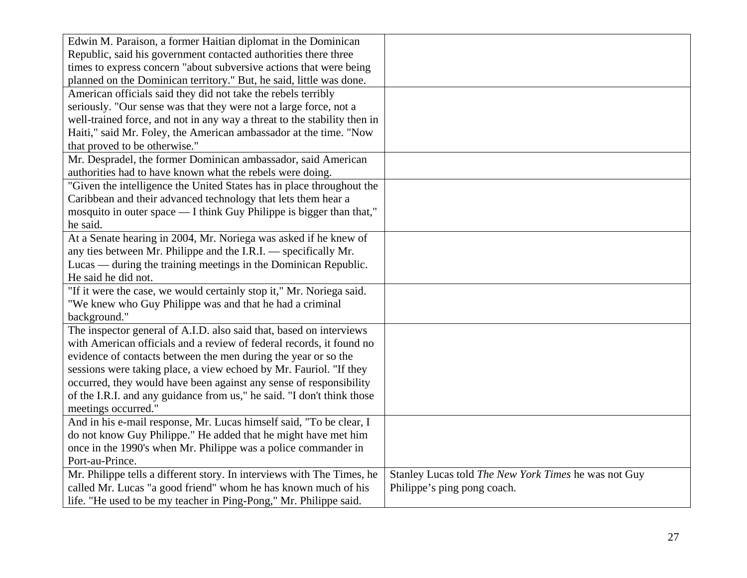| | |
|---|---|
| Edwin M. Paraison, a former Haitian diplomat in the Dominican Republic, said his government contacted authorities there three times to express concern "about subversive actions that were being planned on the Dominican territory." But, he said, little was done. | |
| American officials said they did not take the rebels terribly seriously. "Our sense was that they were not a large force, not a well-trained force, and not in any way a threat to the stability then in Haiti," said Mr. Foley, the American ambassador at the time. "Now that proved to be otherwise." | |
| Mr. Despradel, the former Dominican ambassador, said American authorities had to have known what the rebels were doing. | |
| "Given the intelligence the United States has in place throughout the Caribbean and their advanced technology that lets them hear a mosquito in outer space — I think Guy Philippe is bigger than that," he said. | |
| At a Senate hearing in 2004, Mr. Noriega was asked if he knew of any ties between Mr. Philippe and the I.R.I. — specifically Mr. Lucas — during the training meetings in the Dominican Republic. He said he did not. | |
| "If it were the case, we would certainly stop it," Mr. Noriega said. "We knew who Guy Philippe was and that he had a criminal background." | |
| The inspector general of A.I.D. also said that, based on interviews with American officials and a review of federal records, it found no evidence of contacts between the men during the year or so the sessions were taking place, a view echoed by Mr. Fauriol. "If they occurred, they would have been against any sense of responsibility of the I.R.I. and any guidance from us," he said. "I don't think those meetings occurred." | |
| And in his e-mail response, Mr. Lucas himself said, "To be clear, I do not know Guy Philippe." He added that he might have met him once in the 1990's when Mr. Philippe was a police commander in Port-au-Prince. | |
| Mr. Philippe tells a different story. In interviews with The Times, he called Mr. Lucas "a good friend" whom he has known much of his life. "He used to be my teacher in Ping-Pong," Mr. Philippe said. | Stanley Lucas told *The New York Times* he was not Guy Philippe's ping pong coach. |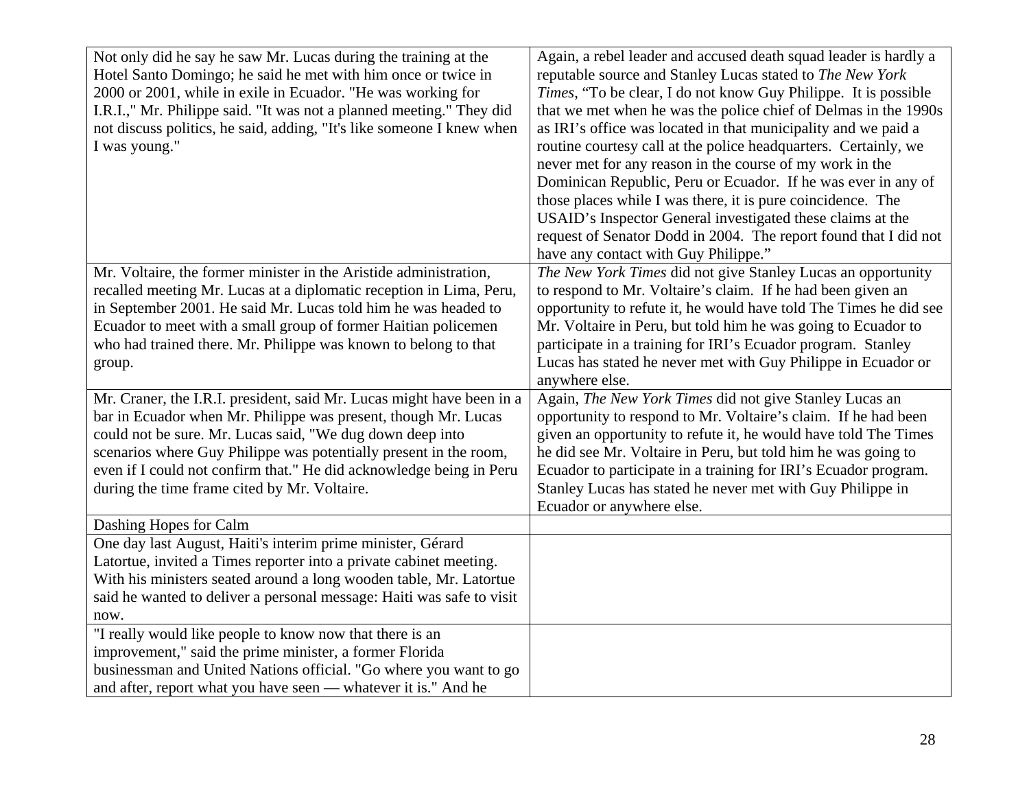| | |
|---|---|
| Not only did he say he saw Mr. Lucas during the training at the Hotel Santo Domingo; he said he met with him once or twice in 2000 or 2001, while in exile in Ecuador. "He was working for I.R.I.," Mr. Philippe said. "It was not a planned meeting." They did not discuss politics, he said, adding, "It's like someone I knew when I was young." | Again, a rebel leader and accused death squad leader is hardly a reputable source and Stanley Lucas stated to *The New York Times*, "To be clear, I do not know Guy Philippe. It is possible that we met when he was the police chief of Delmas in the 1990s as IRI's office was located in that municipality and we paid a routine courtesy call at the police headquarters. Certainly, we never met for any reason in the course of my work in the Dominican Republic, Peru or Ecuador. If he was ever in any of those places while I was there, it is pure coincidence. The USAID's Inspector General investigated these claims at the request of Senator Dodd in 2004. The report found that I did not have any contact with Guy Philippe." |
| Mr. Voltaire, the former minister in the Aristide administration, recalled meeting Mr. Lucas at a diplomatic reception in Lima, Peru, in September 2001. He said Mr. Lucas told him he was headed to Ecuador to meet with a small group of former Haitian policemen who had trained there. Mr. Philippe was known to belong to that group. | *The New York Times* did not give Stanley Lucas an opportunity to respond to Mr. Voltaire's claim. If he had been given an opportunity to refute it, he would have told The Times he did see Mr. Voltaire in Peru, but told him he was going to Ecuador to participate in a training for IRI's Ecuador program. Stanley Lucas has stated he never met with Guy Philippe in Ecuador or anywhere else. |
| Mr. Craner, the I.R.I. president, said Mr. Lucas might have been in a bar in Ecuador when Mr. Philippe was present, though Mr. Lucas could not be sure. Mr. Lucas said, "We dug down deep into scenarios where Guy Philippe was potentially present in the room, even if I could not confirm that." He did acknowledge being in Peru during the time frame cited by Mr. Voltaire. | Again, *The New York Times* did not give Stanley Lucas an opportunity to respond to Mr. Voltaire's claim. If he had been given an opportunity to refute it, he would have told The Times he did see Mr. Voltaire in Peru, but told him he was going to Ecuador to participate in a training for IRI's Ecuador program. Stanley Lucas has stated he never met with Guy Philippe in Ecuador or anywhere else. |
| Dashing Hopes for Calm | |
| One day last August, Haiti's interim prime minister, Gérard Latortue, invited a Times reporter into a private cabinet meeting. With his ministers seated around a long wooden table, Mr. Latortue said he wanted to deliver a personal message: Haiti was safe to visit now. | |
| "I really would like people to know now that there is an improvement," said the prime minister, a former Florida businessman and United Nations official. "Go where you want to go and after, report what you have seen — whatever it is." And he | |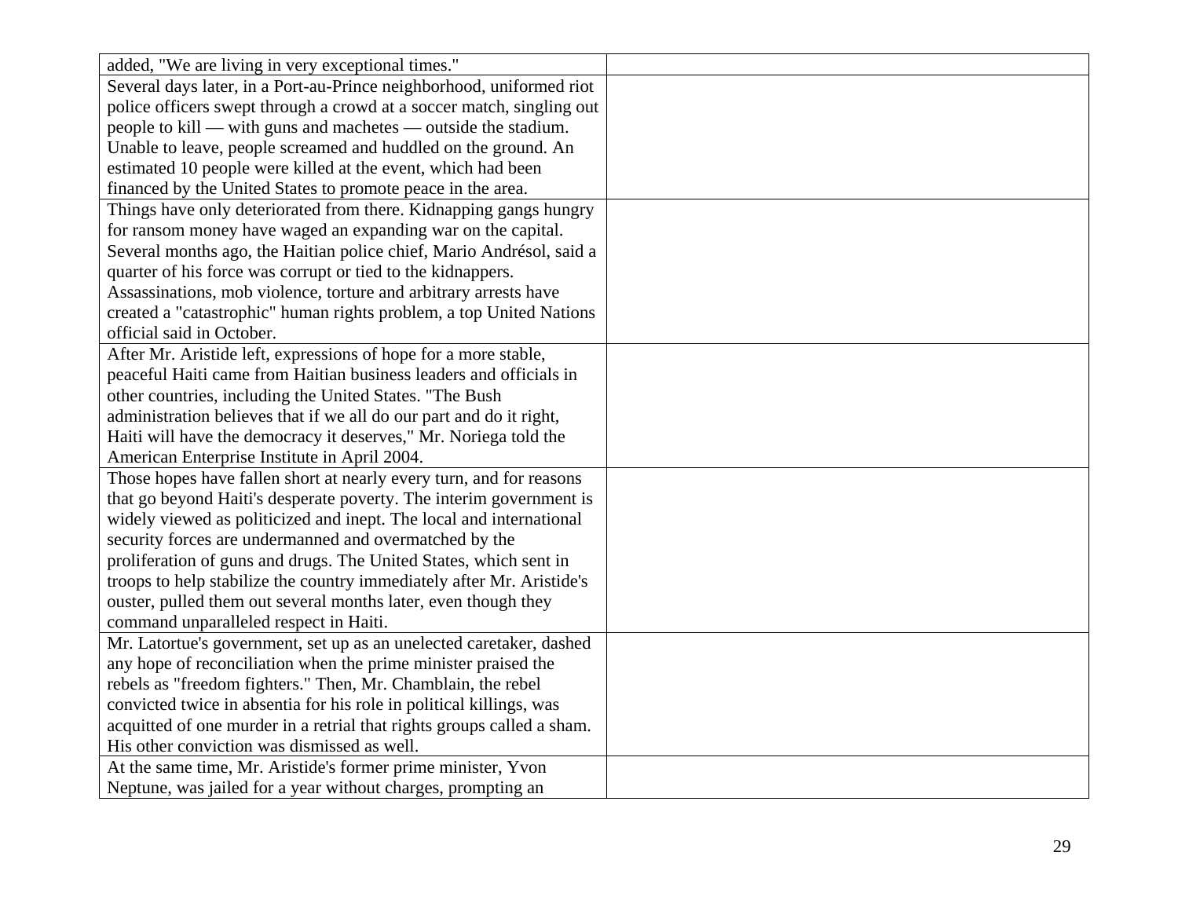| | |
|---|---|
| added, "We are living in very exceptional times." | |
| Several days later, in a Port-au-Prince neighborhood, uniformed riot police officers swept through a crowd at a soccer match, singling out people to kill — with guns and machetes — outside the stadium. Unable to leave, people screamed and huddled on the ground. An estimated 10 people were killed at the event, which had been financed by the United States to promote peace in the area. | |
| Things have only deteriorated from there. Kidnapping gangs hungry for ransom money have waged an expanding war on the capital. Several months ago, the Haitian police chief, Mario Andrésol, said a quarter of his force was corrupt or tied to the kidnappers. Assassinations, mob violence, torture and arbitrary arrests have created a "catastrophic" human rights problem, a top United Nations official said in October. | |
| After Mr. Aristide left, expressions of hope for a more stable, peaceful Haiti came from Haitian business leaders and officials in other countries, including the United States. "The Bush administration believes that if we all do our part and do it right, Haiti will have the democracy it deserves," Mr. Noriega told the American Enterprise Institute in April 2004. | |
| Those hopes have fallen short at nearly every turn, and for reasons that go beyond Haiti's desperate poverty. The interim government is widely viewed as politicized and inept. The local and international security forces are undermanned and overmatched by the proliferation of guns and drugs. The United States, which sent in troops to help stabilize the country immediately after Mr. Aristide's ouster, pulled them out several months later, even though they command unparalleled respect in Haiti. | |
| Mr. Latortue's government, set up as an unelected caretaker, dashed any hope of reconciliation when the prime minister praised the rebels as "freedom fighters." Then, Mr. Chamblain, the rebel convicted twice in absentia for his role in political killings, was acquitted of one murder in a retrial that rights groups called a sham. His other conviction was dismissed as well. | |
| At the same time, Mr. Aristide's former prime minister, Yvon Neptune, was jailed for a year without charges, prompting an | |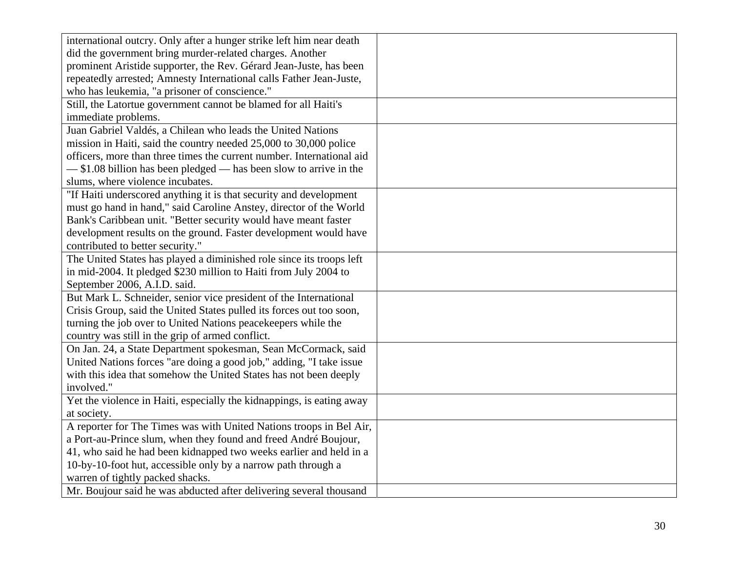| | |
|---|---|
| international outcry. Only after a hunger strike left him near death did the government bring murder-related charges. Another prominent Aristide supporter, the Rev. Gérard Jean-Juste, has been repeatedly arrested; Amnesty International calls Father Jean-Juste, who has leukemia, "a prisoner of conscience." | |
| Still, the Latortue government cannot be blamed for all Haiti's immediate problems. | |
| Juan Gabriel Valdés, a Chilean who leads the United Nations mission in Haiti, said the country needed 25,000 to 30,000 police officers, more than three times the current number. International aid — $1.08 billion has been pledged — has been slow to arrive in the slums, where violence incubates. | |
| "If Haiti underscored anything it is that security and development must go hand in hand," said Caroline Anstey, director of the World Bank's Caribbean unit. "Better security would have meant faster development results on the ground. Faster development would have contributed to better security." | |
| The United States has played a diminished role since its troops left in mid-2004. It pledged $230 million to Haiti from July 2004 to September 2006, A.I.D. said. | |
| But Mark L. Schneider, senior vice president of the International Crisis Group, said the United States pulled its forces out too soon, turning the job over to United Nations peacekeepers while the country was still in the grip of armed conflict. | |
| On Jan. 24, a State Department spokesman, Sean McCormack, said United Nations forces "are doing a good job," adding, "I take issue with this idea that somehow the United States has not been deeply involved." | |
| Yet the violence in Haiti, especially the kidnappings, is eating away at society. | |
| A reporter for The Times was with United Nations troops in Bel Air, a Port-au-Prince slum, when they found and freed André Boujour, 41, who said he had been kidnapped two weeks earlier and held in a 10-by-10-foot hut, accessible only by a narrow path through a warren of tightly packed shacks. | |
| Mr. Boujour said he was abducted after delivering several thousand | |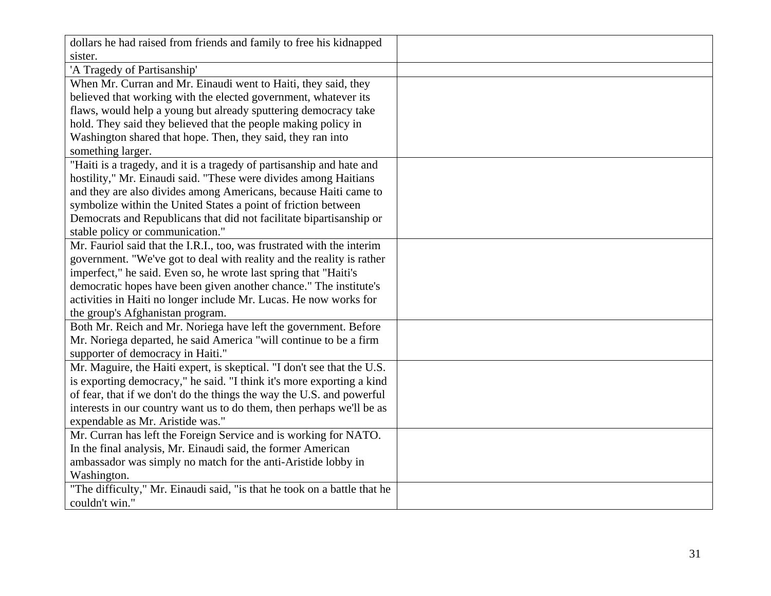| | |
|---|---|
| dollars he had raised from friends and family to free his kidnapped sister. | |
| 'A Tragedy of Partisanship' | |
| When Mr. Curran and Mr. Einaudi went to Haiti, they said, they believed that working with the elected government, whatever its flaws, would help a young but already sputtering democracy take hold. They said they believed that the people making policy in Washington shared that hope. Then, they said, they ran into something larger. | |
| "Haiti is a tragedy, and it is a tragedy of partisanship and hate and hostility," Mr. Einaudi said. "These were divides among Haitians and they are also divides among Americans, because Haiti came to symbolize within the United States a point of friction between Democrats and Republicans that did not facilitate bipartisanship or stable policy or communication." | |
| Mr. Fauriol said that the I.R.I., too, was frustrated with the interim government. "We've got to deal with reality and the reality is rather imperfect," he said. Even so, he wrote last spring that "Haiti's democratic hopes have been given another chance." The institute's activities in Haiti no longer include Mr. Lucas. He now works for the group's Afghanistan program. | |
| Both Mr. Reich and Mr. Noriega have left the government. Before Mr. Noriega departed, he said America "will continue to be a firm supporter of democracy in Haiti." | |
| Mr. Maguire, the Haiti expert, is skeptical. "I don't see that the U.S. is exporting democracy," he said. "I think it's more exporting a kind of fear, that if we don't do the things the way the U.S. and powerful interests in our country want us to do them, then perhaps we'll be as expendable as Mr. Aristide was." | |
| Mr. Curran has left the Foreign Service and is working for NATO. In the final analysis, Mr. Einaudi said, the former American ambassador was simply no match for the anti-Aristide lobby in Washington. | |
| "The difficulty," Mr. Einaudi said, "is that he took on a battle that he couldn't win." | |